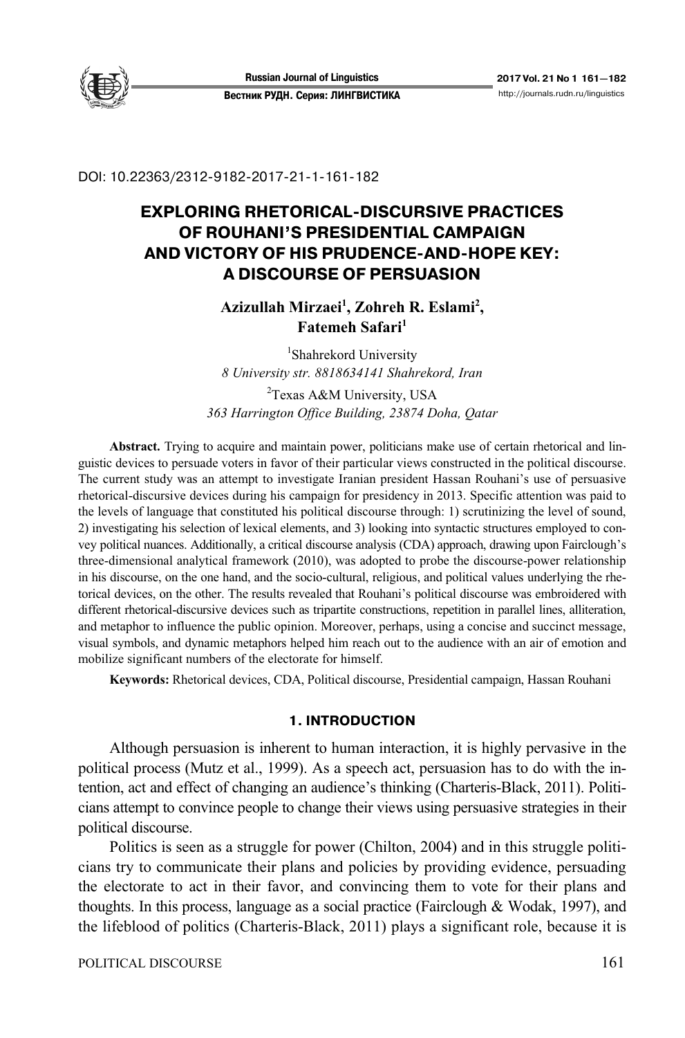DOI: 10.22363/2312-9182-2017-21-1-161-182

# EXPLORING RHETORICAL-DISCURSIVE PRACTICES OF ROUHANI'S PRESIDENTIAL CAMPAIGN AND VICTORY OF HIS PRUDENCE-AND-HOPE KEY: A DISCOURSE OF PERSUASION

**Azizullah Mirzaei[1], Zohreh R. Eslami[2], Fatemeh Safari[1]**

[1]Shahrekord University
*8 University str. 8818634141 Shahrekord, Iran*

[2]Texas A&M University, USA
*363 Harrington Office Building, 23874 Doha, Qatar*

**Abstract.** Trying to acquire and maintain power, politicians make use of certain rhetorical and linguistic devices to persuade voters in favor of their particular views constructed in the political discourse. The current study was an attempt to investigate Iranian president Hassan Rouhani's use of persuasive rhetorical-discursive devices during his campaign for presidency in 2013. Specific attention was paid to the levels of language that constituted his political discourse through: 1) scrutinizing the level of sound, 2) investigating his selection of lexical elements, and 3) looking into syntactic structures employed to convey political nuances. Additionally, a critical discourse analysis (CDA) approach, drawing upon Fairclough's three-dimensional analytical framework (2010), was adopted to probe the discourse-power relationship in his discourse, on the one hand, and the socio-cultural, religious, and political values underlying the rhetorical devices, on the other. The results revealed that Rouhani's political discourse was embroidered with different rhetorical-discursive devices such as tripartite constructions, repetition in parallel lines, alliteration, and metaphor to influence the public opinion. Moreover, perhaps, using a concise and succinct message, visual symbols, and dynamic metaphors helped him reach out to the audience with an air of emotion and mobilize significant numbers of the electorate for himself.

**Keywords:** Rhetorical devices, CDA, Political discourse, Presidential campaign, Hassan Rouhani

## 1. INTRODUCTION

Although persuasion is inherent to human interaction, it is highly pervasive in the political process (Mutz et al., 1999). As a speech act, persuasion has to do with the intention, act and effect of changing an audience's thinking (Charteris-Black, 2011). Politicians attempt to convince people to change their views using persuasive strategies in their political discourse.

Politics is seen as a struggle for power (Chilton, 2004) and in this struggle politicians try to communicate their plans and policies by providing evidence, persuading the electorate to act in their favor, and convincing them to vote for their plans and thoughts. In this process, language as a social practice (Fairclough & Wodak, 1997), and the lifeblood of politics (Charteris-Black, 2011) plays a significant role, because it is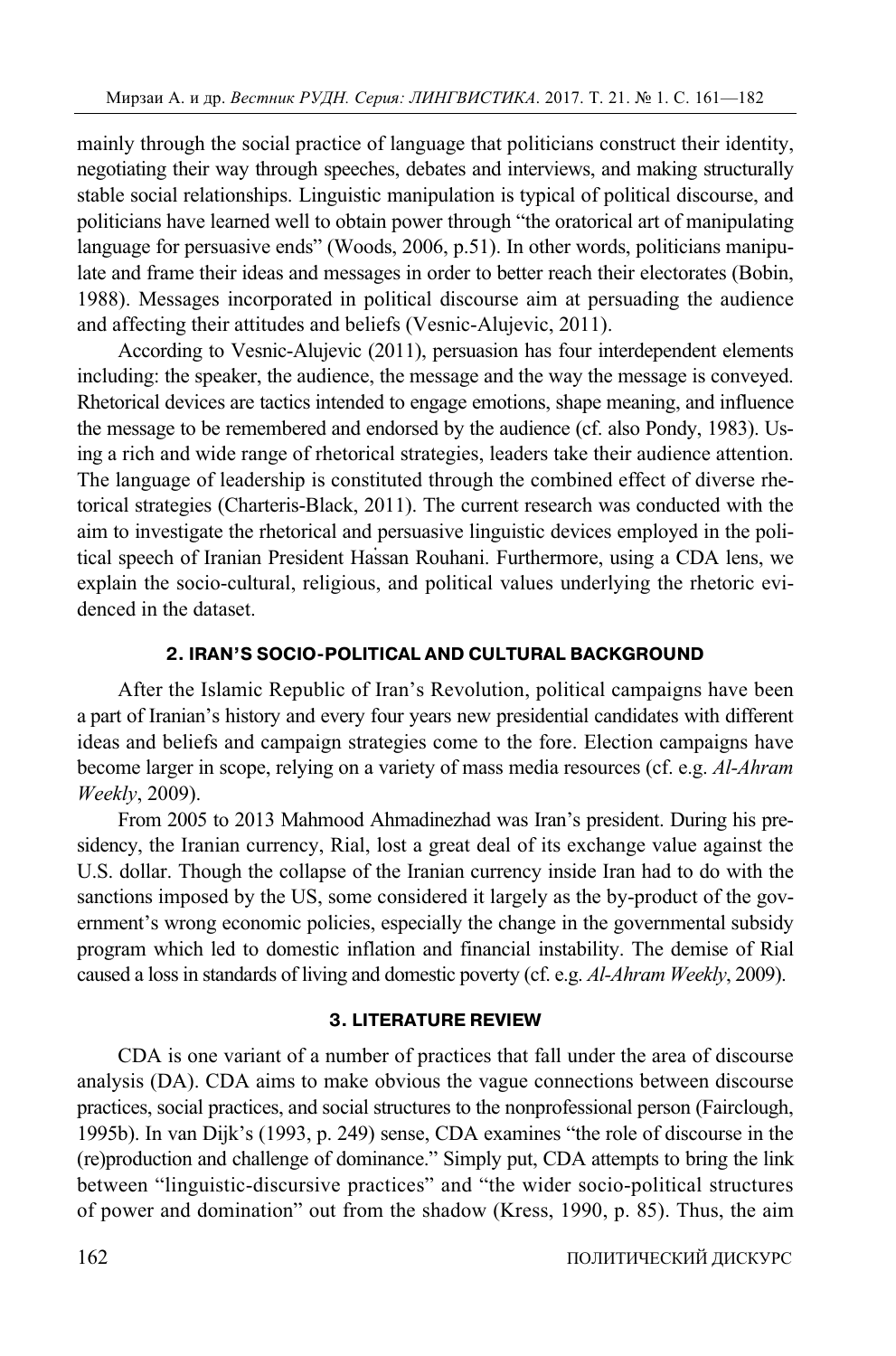mainly through the social practice of language that politicians construct their identity, negotiating their way through speeches, debates and interviews, and making structurally stable social relationships. Linguistic manipulation is typical of political discourse, and politicians have learned well to obtain power through "the oratorical art of manipulating language for persuasive ends" (Woods, 2006, p.51). In other words, politicians manipulate and frame their ideas and messages in order to better reach their electorates (Bobin, 1988). Messages incorporated in political discourse aim at persuading the audience and affecting their attitudes and beliefs (Vesnic-Alujevic, 2011).

According to Vesnic-Alujevic (2011), persuasion has four interdependent elements including: the speaker, the audience, the message and the way the message is conveyed. Rhetorical devices are tactics intended to engage emotions, shape meaning, and influence the message to be remembered and endorsed by the audience (cf. also Pondy, 1983). Using a rich and wide range of rhetorical strategies, leaders take their audience attention. The language of leadership is constituted through the combined effect of diverse rhetorical strategies (Charteris-Black, 2011). The current research was conducted with the aim to investigate the rhetorical and persuasive linguistic devices employed in the political speech of Iranian President Hassan Rouhani. Furthermore, using a CDA lens, we explain the socio-cultural, religious, and political values underlying the rhetoric evidenced in the dataset.

## 2. IRAN'S SOCIO-POLITICAL AND CULTURAL BACKGROUND

After the Islamic Republic of Iran's Revolution, political campaigns have been a part of Iranian's history and every four years new presidential candidates with different ideas and beliefs and campaign strategies come to the fore. Election campaigns have become larger in scope, relying on a variety of mass media resources (cf. e.g. *Al-Ahram Weekly*, 2009).

From 2005 to 2013 Mahmood Ahmadinezhad was Iran's president. During his presidency, the Iranian currency, Rial, lost a great deal of its exchange value against the U.S. dollar. Though the collapse of the Iranian currency inside Iran had to do with the sanctions imposed by the US, some considered it largely as the by-product of the government's wrong economic policies, especially the change in the governmental subsidy program which led to domestic inflation and financial instability. The demise of Rial caused a loss in standards of living and domestic poverty (cf. e.g. *Al-Ahram Weekly*, 2009).

## 3. LITERATURE REVIEW

CDA is one variant of a number of practices that fall under the area of discourse analysis (DA). CDA aims to make obvious the vague connections between discourse practices, social practices, and social structures to the nonprofessional person (Fairclough, 1995b). In van Dijk's (1993, p. 249) sense, CDA examines "the role of discourse in the (re)production and challenge of dominance." Simply put, CDA attempts to bring the link between "linguistic-discursive practices" and "the wider socio-political structures of power and domination" out from the shadow (Kress, 1990, p. 85). Thus, the aim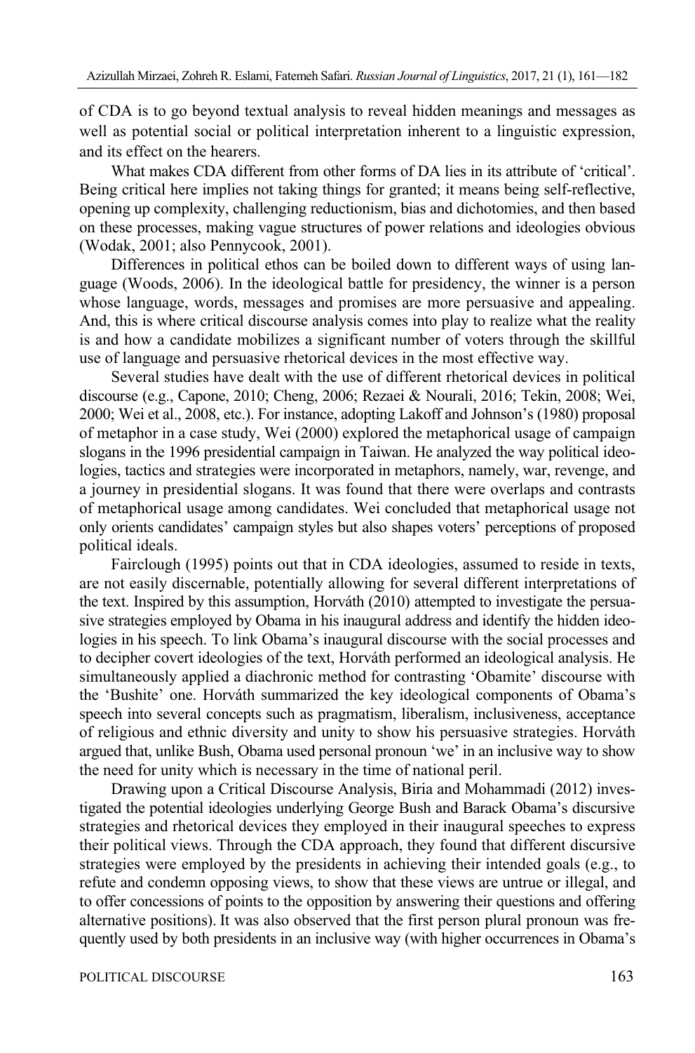of CDA is to go beyond textual analysis to reveal hidden meanings and messages as well as potential social or political interpretation inherent to a linguistic expression, and its effect on the hearers.

What makes CDA different from other forms of DA lies in its attribute of 'critical'. Being critical here implies not taking things for granted; it means being self-reflective, opening up complexity, challenging reductionism, bias and dichotomies, and then based on these processes, making vague structures of power relations and ideologies obvious (Wodak, 2001; also Pennycook, 2001).

Differences in political ethos can be boiled down to different ways of using language (Woods, 2006). In the ideological battle for presidency, the winner is a person whose language, words, messages and promises are more persuasive and appealing. And, this is where critical discourse analysis comes into play to realize what the reality is and how a candidate mobilizes a significant number of voters through the skillful use of language and persuasive rhetorical devices in the most effective way.

Several studies have dealt with the use of different rhetorical devices in political discourse (e.g., Capone, 2010; Cheng, 2006; Rezaei & Nourali, 2016; Tekin, 2008; Wei, 2000; Wei et al., 2008, etc.). For instance, adopting Lakoff and Johnson's (1980) proposal of metaphor in a case study, Wei (2000) explored the metaphorical usage of campaign slogans in the 1996 presidential campaign in Taiwan. He analyzed the way political ideologies, tactics and strategies were incorporated in metaphors, namely, war, revenge, and a journey in presidential slogans. It was found that there were overlaps and contrasts of metaphorical usage among candidates. Wei concluded that metaphorical usage not only orients candidates' campaign styles but also shapes voters' perceptions of proposed political ideals.

Fairclough (1995) points out that in CDA ideologies, assumed to reside in texts, are not easily discernable, potentially allowing for several different interpretations of the text. Inspired by this assumption, Horváth (2010) attempted to investigate the persuasive strategies employed by Obama in his inaugural address and identify the hidden ideologies in his speech. To link Obama's inaugural discourse with the social processes and to decipher covert ideologies of the text, Horváth performed an ideological analysis. He simultaneously applied a diachronic method for contrasting 'Obamite' discourse with the 'Bushite' one. Horváth summarized the key ideological components of Obama's speech into several concepts such as pragmatism, liberalism, inclusiveness, acceptance of religious and ethnic diversity and unity to show his persuasive strategies. Horváth argued that, unlike Bush, Obama used personal pronoun 'we' in an inclusive way to show the need for unity which is necessary in the time of national peril.

Drawing upon a Critical Discourse Analysis, Biria and Mohammadi (2012) investigated the potential ideologies underlying George Bush and Barack Obama's discursive strategies and rhetorical devices they employed in their inaugural speeches to express their political views. Through the CDA approach, they found that different discursive strategies were employed by the presidents in achieving their intended goals (e.g., to refute and condemn opposing views, to show that these views are untrue or illegal, and to offer concessions of points to the opposition by answering their questions and offering alternative positions). It was also observed that the first person plural pronoun was frequently used by both presidents in an inclusive way (with higher occurrences in Obama's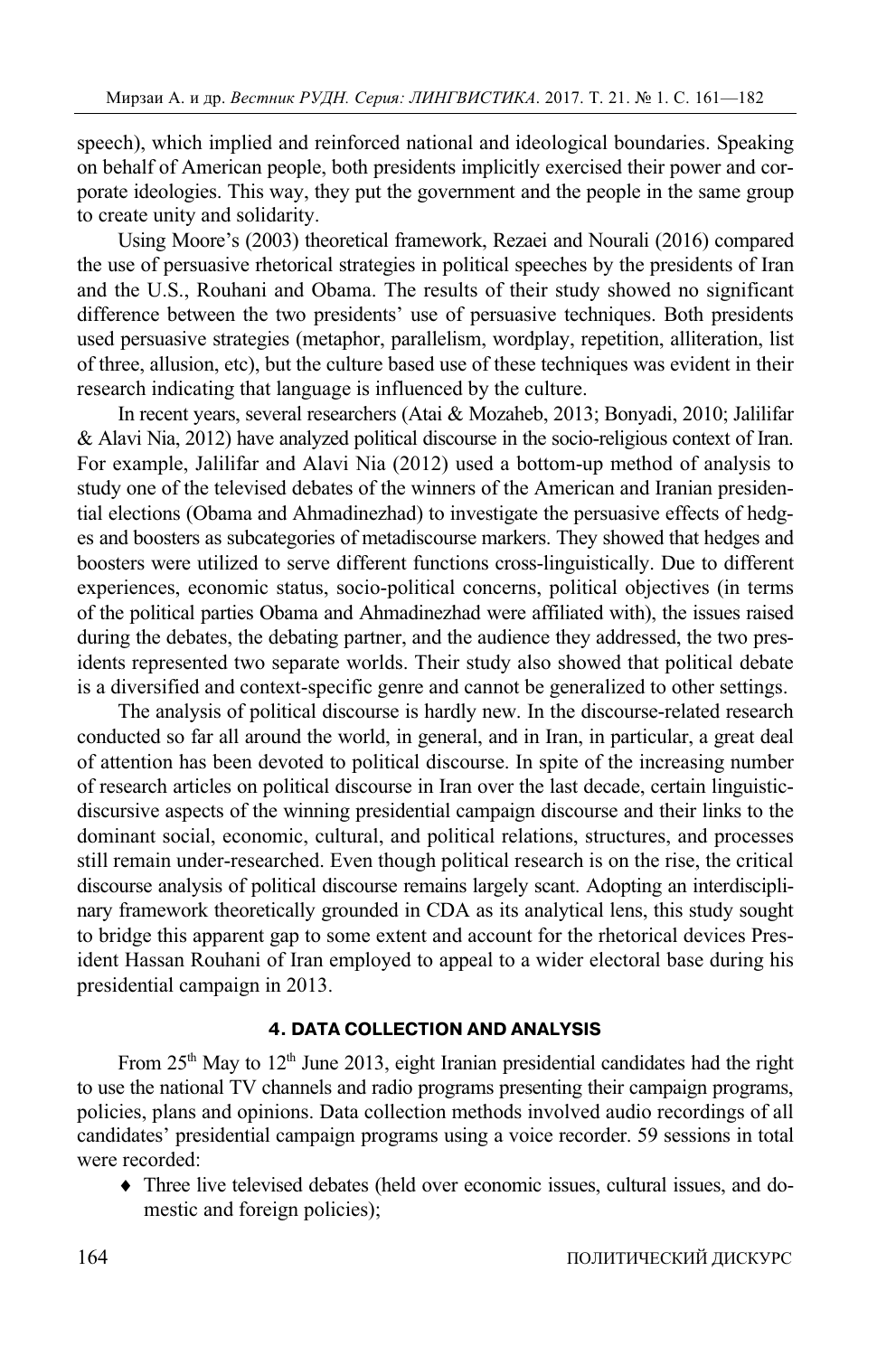speech), which implied and reinforced national and ideological boundaries. Speaking on behalf of American people, both presidents implicitly exercised their power and corporate ideologies. This way, they put the government and the people in the same group to create unity and solidarity.

Using Moore's (2003) theoretical framework, Rezaei and Nourali (2016) compared the use of persuasive rhetorical strategies in political speeches by the presidents of Iran and the U.S., Rouhani and Obama. The results of their study showed no significant difference between the two presidents' use of persuasive techniques. Both presidents used persuasive strategies (metaphor, parallelism, wordplay, repetition, alliteration, list of three, allusion, etc), but the culture based use of these techniques was evident in their research indicating that language is influenced by the culture.

In recent years, several researchers (Atai & Mozaheb, 2013; Bonyadi, 2010; Jalilifar & Alavi Nia, 2012) have analyzed political discourse in the socio-religious context of Iran. For example, Jalilifar and Alavi Nia (2012) used a bottom-up method of analysis to study one of the televised debates of the winners of the American and Iranian presidential elections (Obama and Ahmadinezhad) to investigate the persuasive effects of hedges and boosters as subcategories of metadiscourse markers. They showed that hedges and boosters were utilized to serve different functions cross-linguistically. Due to different experiences, economic status, socio-political concerns, political objectives (in terms of the political parties Obama and Ahmadinezhad were affiliated with), the issues raised during the debates, the debating partner, and the audience they addressed, the two presidents represented two separate worlds. Their study also showed that political debate is a diversified and context-specific genre and cannot be generalized to other settings.

The analysis of political discourse is hardly new. In the discourse-related research conducted so far all around the world, in general, and in Iran, in particular, a great deal of attention has been devoted to political discourse. In spite of the increasing number of research articles on political discourse in Iran over the last decade, certain linguistic-discursive aspects of the winning presidential campaign discourse and their links to the dominant social, economic, cultural, and political relations, structures, and processes still remain under-researched. Even though political research is on the rise, the critical discourse analysis of political discourse remains largely scant. Adopting an interdisciplinary framework theoretically grounded in CDA as its analytical lens, this study sought to bridge this apparent gap to some extent and account for the rhetorical devices President Hassan Rouhani of Iran employed to appeal to a wider electoral base during his presidential campaign in 2013.

## 4. DATA COLLECTION AND ANALYSIS

From 25th May to 12th June 2013, eight Iranian presidential candidates had the right to use the national TV channels and radio programs presenting their campaign programs, policies, plans and opinions. Data collection methods involved audio recordings of all candidates' presidential campaign programs using a voice recorder. 59 sessions in total were recorded:

- Three live televised debates (held over economic issues, cultural issues, and domestic and foreign policies);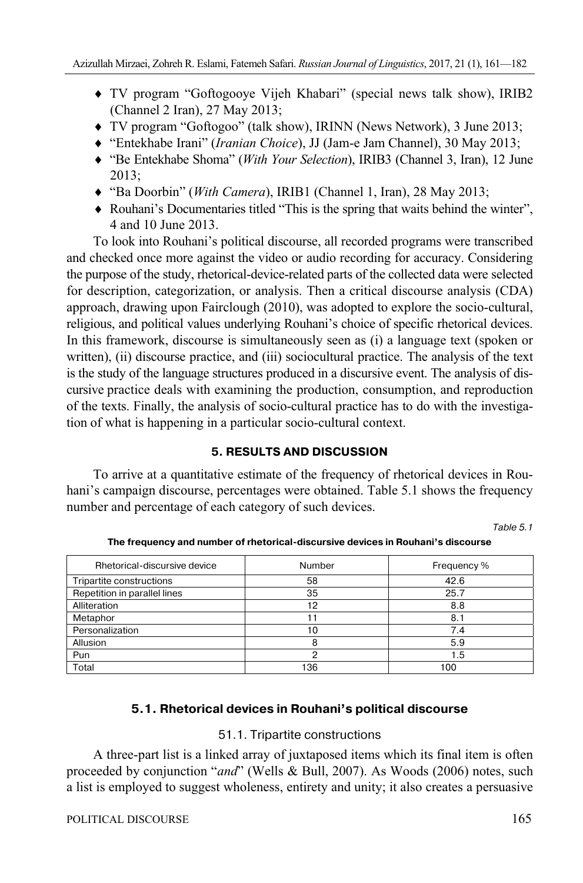- TV program "Goftogooye Vijeh Khabari" (special news talk show), IRIB2 (Channel 2 Iran), 27 May 2013;
- TV program "Goftogoo" (talk show), IRINN (News Network), 3 June 2013;
- "Entekhabe Irani" (*Iranian Choice*), JJ (Jam-e Jam Channel), 30 May 2013;
- "Be Entekhabe Shoma" (*With Your Selection*), IRIB3 (Channel 3, Iran), 12 June 2013;
- "Ba Doorbin" (*With Camera*), IRIB1 (Channel 1, Iran), 28 May 2013;
- Rouhani's Documentaries titled "This is the spring that waits behind the winter", 4 and 10 June 2013.

To look into Rouhani's political discourse, all recorded programs were transcribed and checked once more against the video or audio recording for accuracy. Considering the purpose of the study, rhetorical-device-related parts of the collected data were selected for description, categorization, or analysis. Then a critical discourse analysis (CDA) approach, drawing upon Fairclough (2010), was adopted to explore the socio-cultural, religious, and political values underlying Rouhani's choice of specific rhetorical devices. In this framework, discourse is simultaneously seen as (i) a language text (spoken or written), (ii) discourse practice, and (iii) sociocultural practice. The analysis of the text is the study of the language structures produced in a discursive event. The analysis of discursive practice deals with examining the production, consumption, and reproduction of the texts. Finally, the analysis of socio-cultural practice has to do with the investigation of what is happening in a particular socio-cultural context.

## 5. RESULTS AND DISCUSSION

To arrive at a quantitative estimate of the frequency of rhetorical devices in Rouhani's campaign discourse, percentages were obtained. Table 5.1 shows the frequency number and percentage of each category of such devices.

*Table 5.1*

**The frequency and number of rhetorical-discursive devices in Rouhani's discourse**

| Rhetorical-discursive device | Number | Frequency % |
|---|---|---|
| Tripartite constructions | 58 | 42.6 |
| Repetition in parallel lines | 35 | 25.7 |
| Alliteration | 12 | 8.8 |
| Metaphor | 11 | 8.1 |
| Personalization | 10 | 7.4 |
| Allusion | 8 | 5.9 |
| Pun | 2 | 1.5 |
| Total | 136 | 100 |

### 5.1. Rhetorical devices in Rouhani's political discourse

#### 51.1. Tripartite constructions

A three-part list is a linked array of juxtaposed items which its final item is often proceeded by conjunction "*and*" (Wells & Bull, 2007). As Woods (2006) notes, such a list is employed to suggest wholeness, entirety and unity; it also creates a persuasive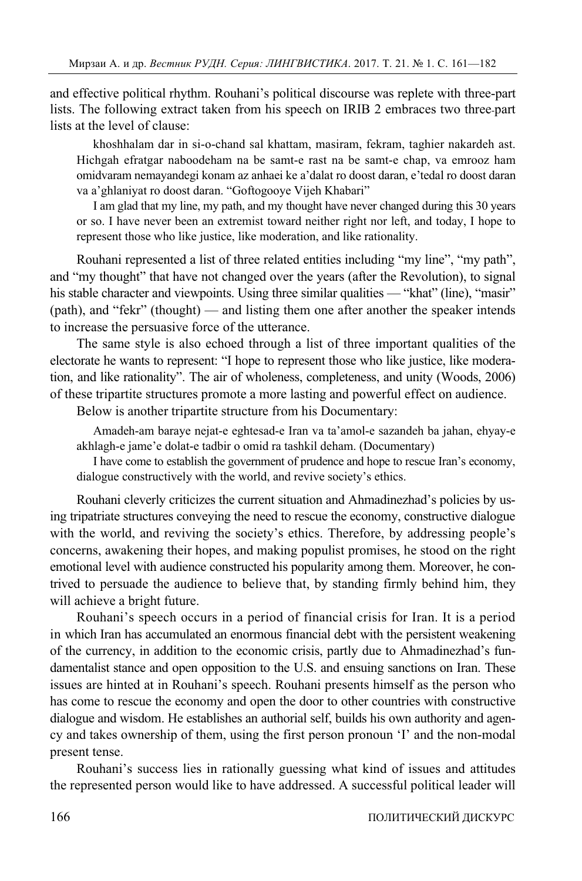and effective political rhythm. Rouhani's political discourse was replete with three-part lists. The following extract taken from his speech on IRIB 2 embraces two three-part lists at the level of clause:

> khoshhalam dar in si-o-chand sal khattam, masiram, fekram, taghier nakardeh ast. Hichgah efratgar naboodeham na be samt-e rast na be samt-e chap, va emrooz ham omidvaram nemayandegi konam az anhaei ke a'dalat ro doost daran, e'tedal ro doost daran va a'ghlaniyat ro doost daran. "Goftogooye Vijeh Khabari"
>
> I am glad that my line, my path, and my thought have never changed during this 30 years or so. I have never been an extremist toward neither right nor left, and today, I hope to represent those who like justice, like moderation, and like rationality.

Rouhani represented a list of three related entities including "my line", "my path", and "my thought" that have not changed over the years (after the Revolution), to signal his stable character and viewpoints. Using three similar qualities — "khat" (line), "masir" (path), and "fekr" (thought) — and listing them one after another the speaker intends to increase the persuasive force of the utterance.

The same style is also echoed through a list of three important qualities of the electorate he wants to represent: "I hope to represent those who like justice, like moderation, and like rationality". The air of wholeness, completeness, and unity (Woods, 2006) of these tripartite structures promote a more lasting and powerful effect on audience.

Below is another tripartite structure from his Documentary:

> Amadeh-am baraye nejat-e eghtesad-e Iran va ta'amol-e sazandeh ba jahan, ehyay-e akhlagh-e jame'e dolat-e tadbir o omid ra tashkil deham. (Documentary)
>
> I have come to establish the government of prudence and hope to rescue Iran's economy, dialogue constructively with the world, and revive society's ethics.

Rouhani cleverly criticizes the current situation and Ahmadinezhad's policies by using tripatriate structures conveying the need to rescue the economy, constructive dialogue with the world, and reviving the society's ethics. Therefore, by addressing people's concerns, awakening their hopes, and making populist promises, he stood on the right emotional level with audience constructed his popularity among them. Moreover, he contrived to persuade the audience to believe that, by standing firmly behind him, they will achieve a bright future.

Rouhani's speech occurs in a period of financial crisis for Iran. It is a period in which Iran has accumulated an enormous financial debt with the persistent weakening of the currency, in addition to the economic crisis, partly due to Ahmadinezhad's fundamentalist stance and open opposition to the U.S. and ensuing sanctions on Iran. These issues are hinted at in Rouhani's speech. Rouhani presents himself as the person who has come to rescue the economy and open the door to other countries with constructive dialogue and wisdom. He establishes an authorial self, builds his own authority and agency and takes ownership of them, using the first person pronoun 'I' and the non-modal present tense.

Rouhani's success lies in rationally guessing what kind of issues and attitudes the represented person would like to have addressed. A successful political leader will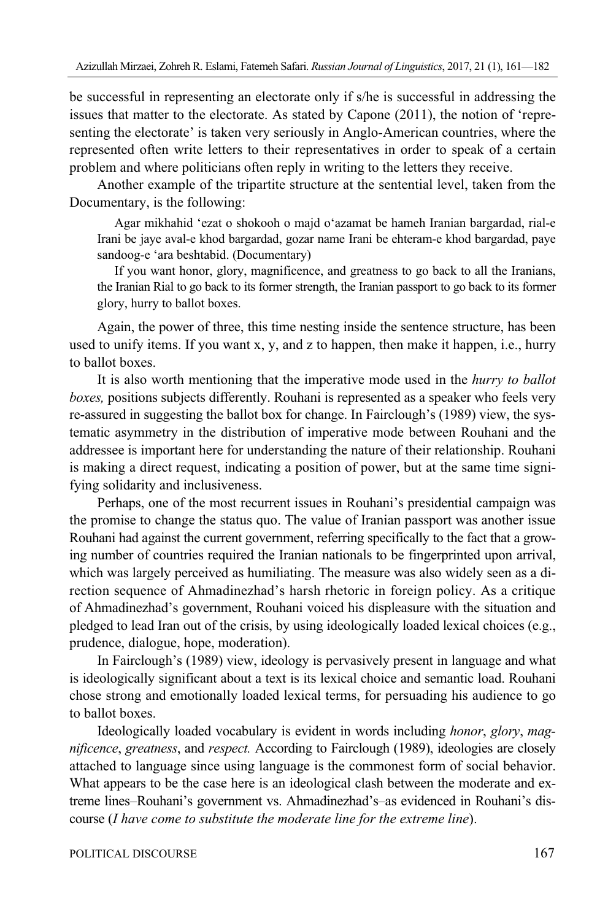be successful in representing an electorate only if s/he is successful in addressing the issues that matter to the electorate. As stated by Capone (2011), the notion of 'representing the electorate' is taken very seriously in Anglo-American countries, where the represented often write letters to their representatives in order to speak of a certain problem and where politicians often reply in writing to the letters they receive.

Another example of the tripartite structure at the sentential level, taken from the Documentary, is the following:

> Agar mikhahid 'ezat o shokooh o majd o'azamat be hameh Iranian bargardad, rial-e Irani be jaye aval-e khod bargardad, gozar name Irani be ehteram-e khod bargardad, paye sandoog-e 'ara beshtabid. (Documentary)
>
> If you want honor, glory, magnificence, and greatness to go back to all the Iranians, the Iranian Rial to go back to its former strength, the Iranian passport to go back to its former glory, hurry to ballot boxes.

Again, the power of three, this time nesting inside the sentence structure, has been used to unify items. If you want x, y, and z to happen, then make it happen, i.e., hurry to ballot boxes.

It is also worth mentioning that the imperative mode used in the *hurry to ballot boxes,* positions subjects differently. Rouhani is represented as a speaker who feels very re-assured in suggesting the ballot box for change. In Fairclough's (1989) view, the systematic asymmetry in the distribution of imperative mode between Rouhani and the addressee is important here for understanding the nature of their relationship. Rouhani is making a direct request, indicating a position of power, but at the same time signifying solidarity and inclusiveness.

Perhaps, one of the most recurrent issues in Rouhani's presidential campaign was the promise to change the status quo. The value of Iranian passport was another issue Rouhani had against the current government, referring specifically to the fact that a growing number of countries required the Iranian nationals to be fingerprinted upon arrival, which was largely perceived as humiliating. The measure was also widely seen as a direction sequence of Ahmadinezhad's harsh rhetoric in foreign policy. As a critique of Ahmadinezhad's government, Rouhani voiced his displeasure with the situation and pledged to lead Iran out of the crisis, by using ideologically loaded lexical choices (e.g., prudence, dialogue, hope, moderation).

In Fairclough's (1989) view, ideology is pervasively present in language and what is ideologically significant about a text is its lexical choice and semantic load. Rouhani chose strong and emotionally loaded lexical terms, for persuading his audience to go to ballot boxes.

Ideologically loaded vocabulary is evident in words including *honor*, *glory*, *magnificence*, *greatness*, and *respect.* According to Fairclough (1989), ideologies are closely attached to language since using language is the commonest form of social behavior. What appears to be the case here is an ideological clash between the moderate and extreme lines–Rouhani's government vs. Ahmadinezhad's–as evidenced in Rouhani's discourse (*I have come to substitute the moderate line for the extreme line*).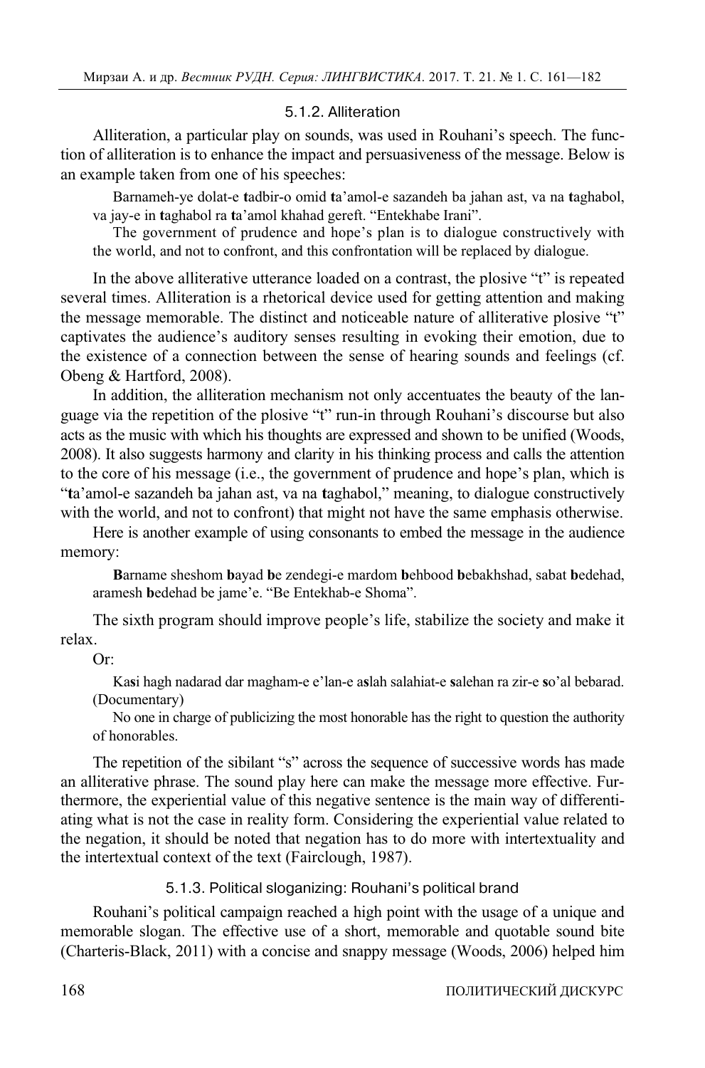#### 5.1.2. Alliteration

Alliteration, a particular play on sounds, was used in Rouhani's speech. The function of alliteration is to enhance the impact and persuasiveness of the message. Below is an example taken from one of his speeches:

> Barnameh-ye dolat-e **t**adbir-o omid **t**a'amol-e sazandeh ba jahan ast, va na **t**aghabol, va jay-e in **t**aghabol ra **t**a'amol khahad gereft. "Entekhabe Irani".
>
> The government of prudence and hope's plan is to dialogue constructively with the world, and not to confront, and this confrontation will be replaced by dialogue.

In the above alliterative utterance loaded on a contrast, the plosive "t" is repeated several times. Alliteration is a rhetorical device used for getting attention and making the message memorable. The distinct and noticeable nature of alliterative plosive "t" captivates the audience's auditory senses resulting in evoking their emotion, due to the existence of a connection between the sense of hearing sounds and feelings (cf. Obeng & Hartford, 2008).

In addition, the alliteration mechanism not only accentuates the beauty of the language via the repetition of the plosive "t" run-in through Rouhani's discourse but also acts as the music with which his thoughts are expressed and shown to be unified (Woods, 2008). It also suggests harmony and clarity in his thinking process and calls the attention to the core of his message (i.e., the government of prudence and hope's plan, which is "**t**a'amol-e sazandeh ba jahan ast, va na **t**aghabol," meaning, to dialogue constructively with the world, and not to confront) that might not have the same emphasis otherwise.

Here is another example of using consonants to embed the message in the audience memory:

> **B**arname sheshom **b**ayad **b**e zendegi-e mardom **b**ehbood **b**ebakhshad, sabat **b**edehad, aramesh **b**edehad be jame'e. "Be Entekhab-e Shoma".

The sixth program should improve people's life, stabilize the society and make it relax.

Or:

> Ka**s**i hagh nadarad dar magham-e e'lan-e a**s**lah salahiat-e **s**alehan ra zir-e **s**o'al bebarad. (Documentary)
>
> No one in charge of publicizing the most honorable has the right to question the authority of honorables.

The repetition of the sibilant "s" across the sequence of successive words has made an alliterative phrase. The sound play here can make the message more effective. Furthermore, the experiential value of this negative sentence is the main way of differentiating what is not the case in reality form. Considering the experiential value related to the negation, it should be noted that negation has to do more with intertextuality and the intertextual context of the text (Fairclough, 1987).

#### 5.1.3. Political sloganizing: Rouhani's political brand

Rouhani's political campaign reached a high point with the usage of a unique and memorable slogan. The effective use of a short, memorable and quotable sound bite (Charteris-Black, 2011) with a concise and snappy message (Woods, 2006) helped him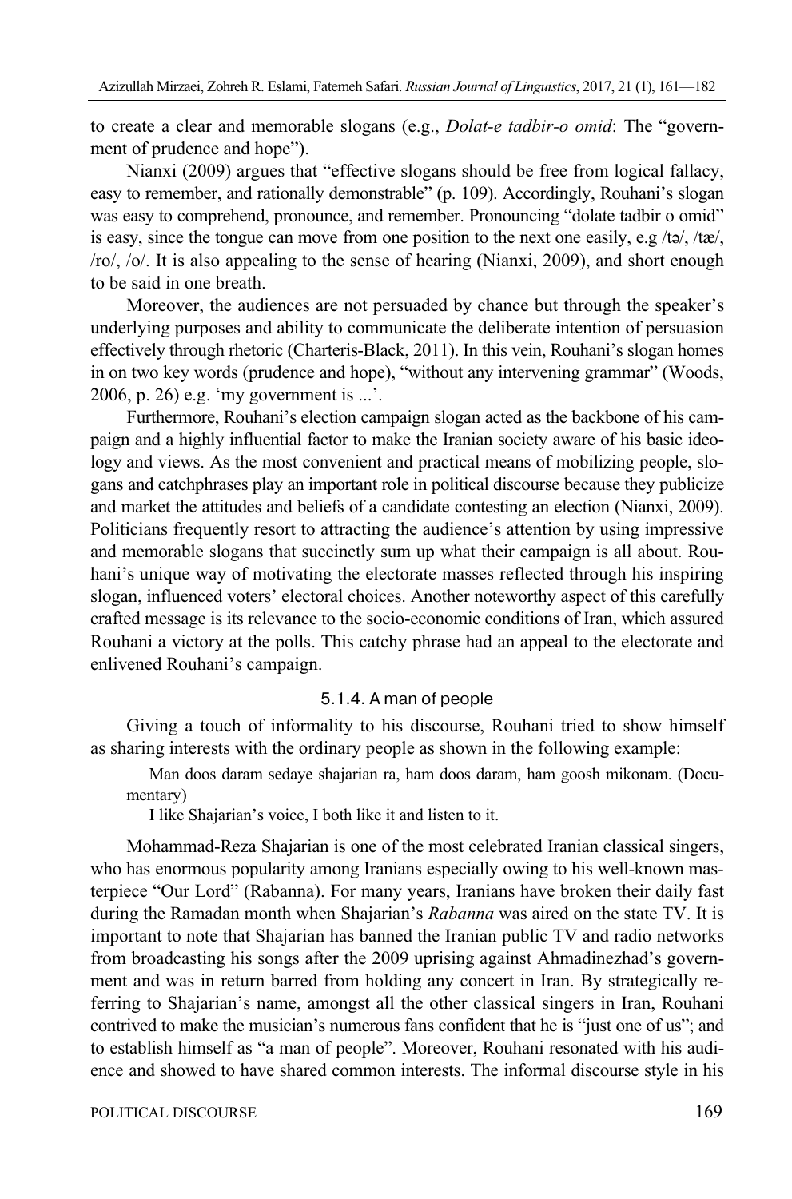to create a clear and memorable slogans (e.g., *Dolat-e tadbir-o omid*: The "government of prudence and hope").

Nianxi (2009) argues that "effective slogans should be free from logical fallacy, easy to remember, and rationally demonstrable" (p. 109). Accordingly, Rouhani's slogan was easy to comprehend, pronounce, and remember. Pronouncing "dolate tadbir o omid" is easy, since the tongue can move from one position to the next one easily, e.g /tə/, /tæ/, /ro/, /o/. It is also appealing to the sense of hearing (Nianxi, 2009), and short enough to be said in one breath.

Moreover, the audiences are not persuaded by chance but through the speaker's underlying purposes and ability to communicate the deliberate intention of persuasion effectively through rhetoric (Charteris-Black, 2011). In this vein, Rouhani's slogan homes in on two key words (prudence and hope), "without any intervening grammar" (Woods, 2006, p. 26) e.g. 'my government is ...'.

Furthermore, Rouhani's election campaign slogan acted as the backbone of his campaign and a highly influential factor to make the Iranian society aware of his basic ideology and views. As the most convenient and practical means of mobilizing people, slogans and catchphrases play an important role in political discourse because they publicize and market the attitudes and beliefs of a candidate contesting an election (Nianxi, 2009). Politicians frequently resort to attracting the audience's attention by using impressive and memorable slogans that succinctly sum up what their campaign is all about. Rouhani's unique way of motivating the electorate masses reflected through his inspiring slogan, influenced voters' electoral choices. Another noteworthy aspect of this carefully crafted message is its relevance to the socio-economic conditions of Iran, which assured Rouhani a victory at the polls. This catchy phrase had an appeal to the electorate and enlivened Rouhani's campaign.

#### 5.1.4. A man of people

Giving a touch of informality to his discourse, Rouhani tried to show himself as sharing interests with the ordinary people as shown in the following example:

> Man doos daram sedaye shajarian ra, ham doos daram, ham goosh mikonam. (Documentary)
>
> I like Shajarian's voice, I both like it and listen to it.

Mohammad-Reza Shajarian is one of the most celebrated Iranian classical singers, who has enormous popularity among Iranians especially owing to his well-known masterpiece "Our Lord" (Rabanna). For many years, Iranians have broken their daily fast during the Ramadan month when Shajarian's *Rabanna* was aired on the state TV. It is important to note that Shajarian has banned the Iranian public TV and radio networks from broadcasting his songs after the 2009 uprising against Ahmadinezhad's government and was in return barred from holding any concert in Iran. By strategically referring to Shajarian's name, amongst all the other classical singers in Iran, Rouhani contrived to make the musician's numerous fans confident that he is "just one of us"; and to establish himself as "a man of people". Moreover, Rouhani resonated with his audience and showed to have shared common interests. The informal discourse style in his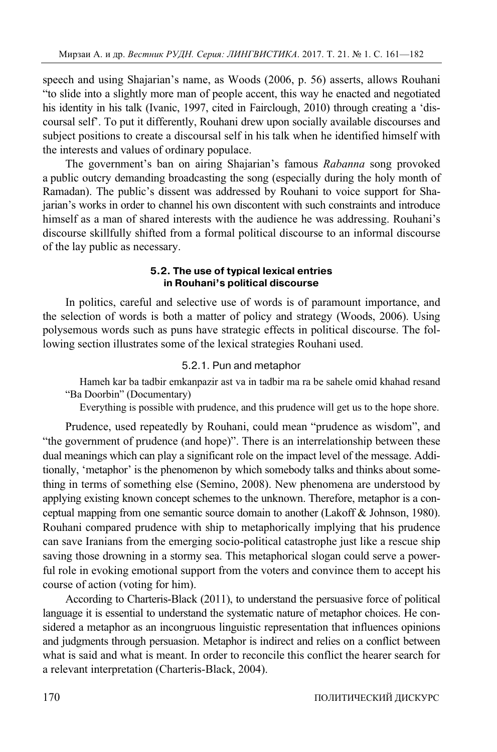speech and using Shajarian's name, as Woods (2006, p. 56) asserts, allows Rouhani "to slide into a slightly more man of people accent, this way he enacted and negotiated his identity in his talk (Ivanic, 1997, cited in Fairclough, 2010) through creating a 'discoursal self'. To put it differently, Rouhani drew upon socially available discourses and subject positions to create a discoursal self in his talk when he identified himself with the interests and values of ordinary populace.

The government's ban on airing Shajarian's famous *Rabanna* song provoked a public outcry demanding broadcasting the song (especially during the holy month of Ramadan). The public's dissent was addressed by Rouhani to voice support for Shajarian's works in order to channel his own discontent with such constraints and introduce himself as a man of shared interests with the audience he was addressing. Rouhani's discourse skillfully shifted from a formal political discourse to an informal discourse of the lay public as necessary.

### 5.2. The use of typical lexical entries in Rouhani's political discourse

In politics, careful and selective use of words is of paramount importance, and the selection of words is both a matter of policy and strategy (Woods, 2006). Using polysemous words such as puns have strategic effects in political discourse. The following section illustrates some of the lexical strategies Rouhani used.

#### 5.2.1. Pun and metaphor

Hameh kar ba tadbir emkanpazir ast va in tadbir ma ra be sahele omid khahad resand "Ba Doorbin" (Documentary)

Everything is possible with prudence, and this prudence will get us to the hope shore.

Prudence, used repeatedly by Rouhani, could mean "prudence as wisdom", and "the government of prudence (and hope)". There is an interrelationship between these dual meanings which can play a significant role on the impact level of the message. Additionally, 'metaphor' is the phenomenon by which somebody talks and thinks about something in terms of something else (Semino, 2008). New phenomena are understood by applying existing known concept schemes to the unknown. Therefore, metaphor is a conceptual mapping from one semantic source domain to another (Lakoff & Johnson, 1980). Rouhani compared prudence with ship to metaphorically implying that his prudence can save Iranians from the emerging socio-political catastrophe just like a rescue ship saving those drowning in a stormy sea. This metaphorical slogan could serve a powerful role in evoking emotional support from the voters and convince them to accept his course of action (voting for him).

According to Charteris-Black (2011), to understand the persuasive force of political language it is essential to understand the systematic nature of metaphor choices. He considered a metaphor as an incongruous linguistic representation that influences opinions and judgments through persuasion. Metaphor is indirect and relies on a conflict between what is said and what is meant. In order to reconcile this conflict the hearer search for a relevant interpretation (Charteris-Black, 2004).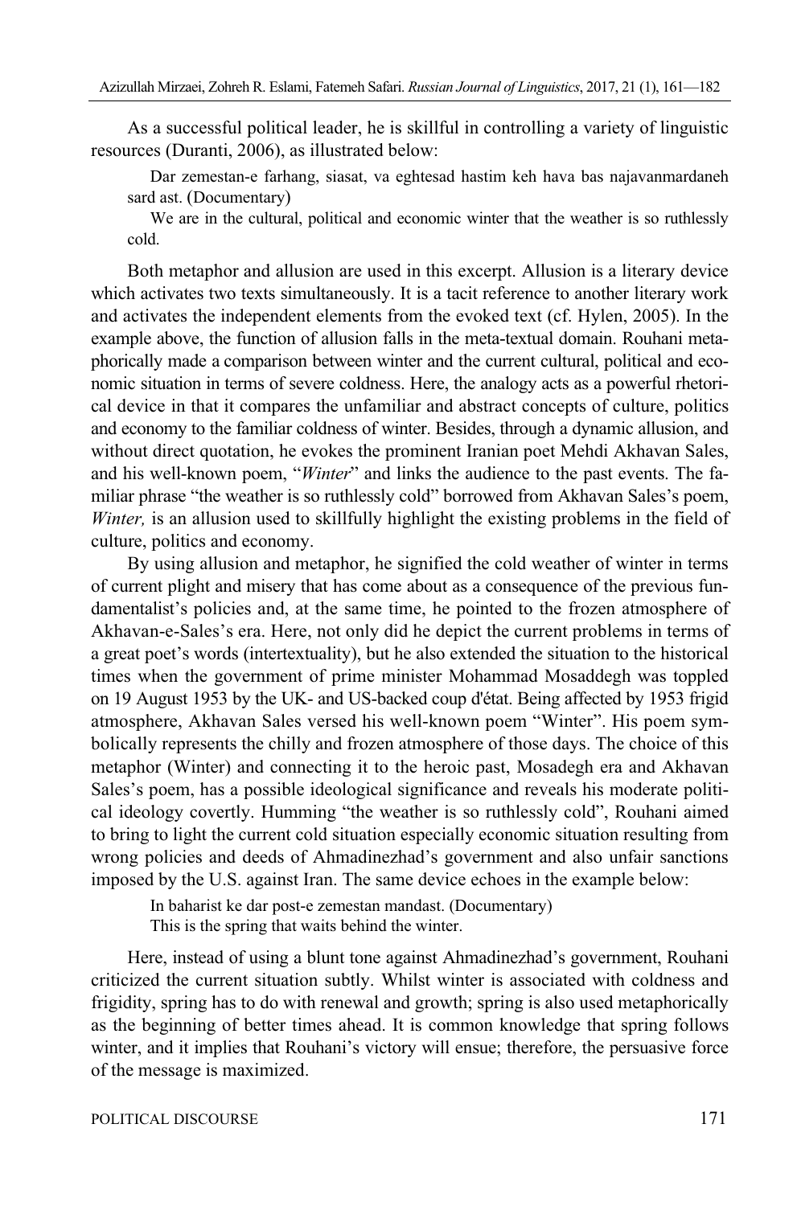As a successful political leader, he is skillful in controlling a variety of linguistic resources (Duranti, 2006), as illustrated below:

> Dar zemestan-e farhang, siasat, va eghtesad hastim keh hava bas najavanmardaneh sard ast. (Documentary)
>
> We are in the cultural, political and economic winter that the weather is so ruthlessly cold.

Both metaphor and allusion are used in this excerpt. Allusion is a literary device which activates two texts simultaneously. It is a tacit reference to another literary work and activates the independent elements from the evoked text (cf. Hylen, 2005). In the example above, the function of allusion falls in the meta-textual domain. Rouhani metaphorically made a comparison between winter and the current cultural, political and economic situation in terms of severe coldness. Here, the analogy acts as a powerful rhetorical device in that it compares the unfamiliar and abstract concepts of culture, politics and economy to the familiar coldness of winter. Besides, through a dynamic allusion, and without direct quotation, he evokes the prominent Iranian poet Mehdi Akhavan Sales, and his well-known poem, "*Winter*" and links the audience to the past events. The familiar phrase "the weather is so ruthlessly cold" borrowed from Akhavan Sales's poem, *Winter,* is an allusion used to skillfully highlight the existing problems in the field of culture, politics and economy.

By using allusion and metaphor, he signified the cold weather of winter in terms of current plight and misery that has come about as a consequence of the previous fundamentalist's policies and, at the same time, he pointed to the frozen atmosphere of Akhavan-e-Sales's era. Here, not only did he depict the current problems in terms of a great poet's words (intertextuality), but he also extended the situation to the historical times when the government of prime minister Mohammad Mosaddegh was toppled on 19 August 1953 by the UK- and US-backed coup d'état. Being affected by 1953 frigid atmosphere, Akhavan Sales versed his well-known poem "Winter". His poem symbolically represents the chilly and frozen atmosphere of those days. The choice of this metaphor (Winter) and connecting it to the heroic past, Mosadegh era and Akhavan Sales's poem, has a possible ideological significance and reveals his moderate political ideology covertly. Humming "the weather is so ruthlessly cold", Rouhani aimed to bring to light the current cold situation especially economic situation resulting from wrong policies and deeds of Ahmadinezhad's government and also unfair sanctions imposed by the U.S. against Iran. The same device echoes in the example below:

> In baharist ke dar post-e zemestan mandast. (Documentary)
>
> This is the spring that waits behind the winter.

Here, instead of using a blunt tone against Ahmadinezhad's government, Rouhani criticized the current situation subtly. Whilst winter is associated with coldness and frigidity, spring has to do with renewal and growth; spring is also used metaphorically as the beginning of better times ahead. It is common knowledge that spring follows winter, and it implies that Rouhani's victory will ensue; therefore, the persuasive force of the message is maximized.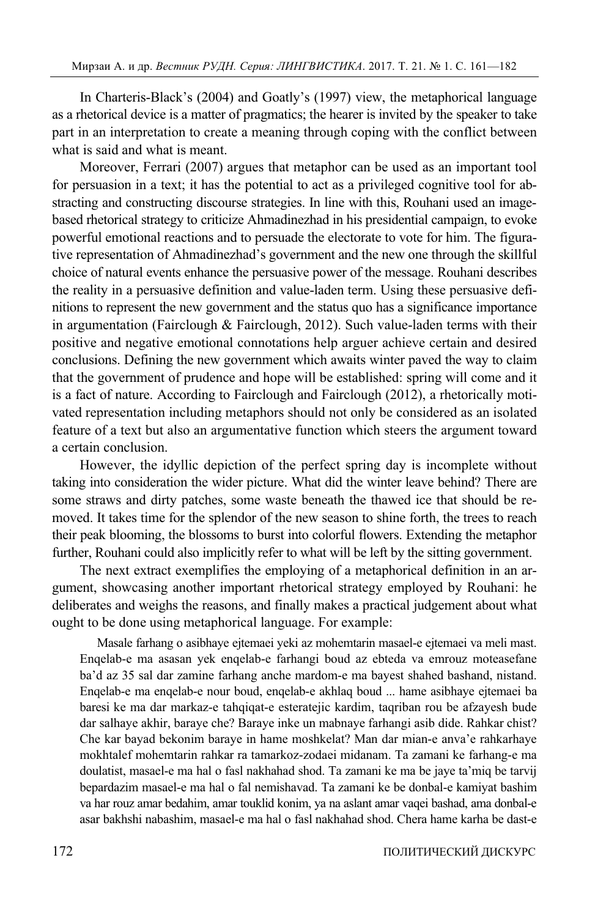In Charteris-Black's (2004) and Goatly's (1997) view, the metaphorical language as a rhetorical device is a matter of pragmatics; the hearer is invited by the speaker to take part in an interpretation to create a meaning through coping with the conflict between what is said and what is meant.

Moreover, Ferrari (2007) argues that metaphor can be used as an important tool for persuasion in a text; it has the potential to act as a privileged cognitive tool for abstracting and constructing discourse strategies. In line with this, Rouhani used an image-based rhetorical strategy to criticize Ahmadinezhad in his presidential campaign, to evoke powerful emotional reactions and to persuade the electorate to vote for him. The figurative representation of Ahmadinezhad's government and the new one through the skillful choice of natural events enhance the persuasive power of the message. Rouhani describes the reality in a persuasive definition and value-laden term. Using these persuasive definitions to represent the new government and the status quo has a significance importance in argumentation (Fairclough & Fairclough, 2012). Such value-laden terms with their positive and negative emotional connotations help arguer achieve certain and desired conclusions. Defining the new government which awaits winter paved the way to claim that the government of prudence and hope will be established: spring will come and it is a fact of nature. According to Fairclough and Fairclough (2012), a rhetorically motivated representation including metaphors should not only be considered as an isolated feature of a text but also an argumentative function which steers the argument toward a certain conclusion.

However, the idyllic depiction of the perfect spring day is incomplete without taking into consideration the wider picture. What did the winter leave behind? There are some straws and dirty patches, some waste beneath the thawed ice that should be removed. It takes time for the splendor of the new season to shine forth, the trees to reach their peak blooming, the blossoms to burst into colorful flowers. Extending the metaphor further, Rouhani could also implicitly refer to what will be left by the sitting government.

The next extract exemplifies the employing of a metaphorical definition in an argument, showcasing another important rhetorical strategy employed by Rouhani: he deliberates and weighs the reasons, and finally makes a practical judgement about what ought to be done using metaphorical language. For example:

> Masale farhang o asibhaye ejtemaei yeki az mohemtarin masael-e ejtemaei va meli mast. Enqelab-e ma asasan yek enqelab-e farhangi boud az ebteda va emrouz moteasefane ba'd az 35 sal dar zamine farhang anche mardom-e ma bayest shahed bashand, nistand. Enqelab-e ma enqelab-e nour boud, enqelab-e akhlaq boud ... hame asibhaye ejtemaei ba baresi ke ma dar markaz-e tahqiqat-e esteratejic kardim, taqriban rou be afzayesh bude dar salhaye akhir, baraye che? Baraye inke un mabnaye farhangi asib dide. Rahkar chist? Che kar bayad bekonim baraye in hame moshkelat? Man dar mian-e anva'e rahkarhaye mokhtalef mohemtarin rahkar ra tamarkoz-zodaei midanam. Ta zamani ke farhang-e ma doulatist, masael-e ma hal o fasl nakhahad shod. Ta zamani ke ma be jaye ta'miq be tarvij bepardazim masael-e ma hal o fal nemishavad. Ta zamani ke be donbal-e kamiyat bashim va har rouz amar bedahim, amar touklid konim, ya na aslant amar vaqei bashad, ama donbal-e asar bakhshi nabashim, masael-e ma hal o fasl nakhahad shod. Chera hame karha be dast-e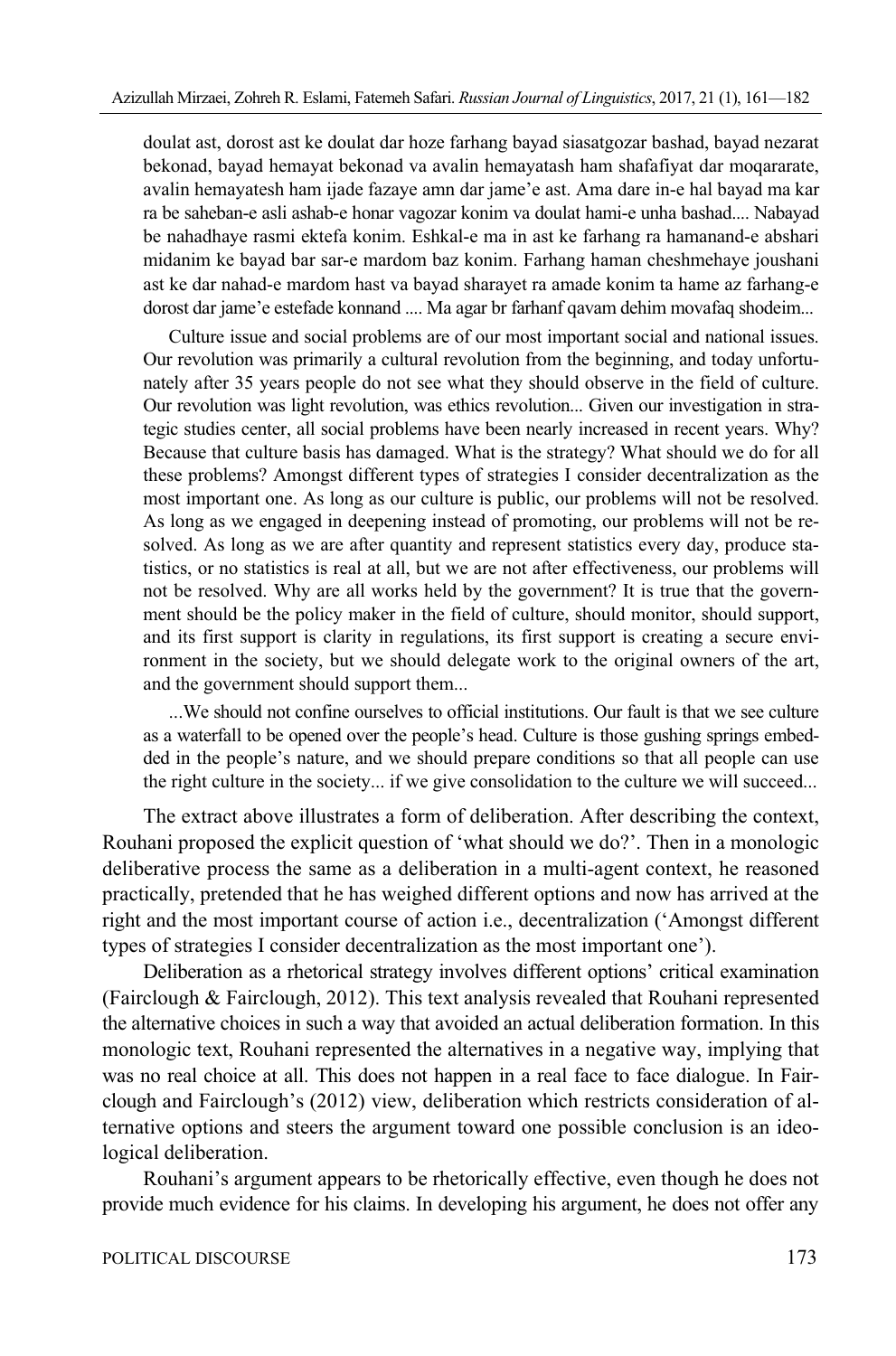doulat ast, dorost ast ke doulat dar hoze farhang bayad siasatgozar bashad, bayad nezarat bekonad, bayad hemayat bekonad va avalin hemayatash ham shafafiyat dar moqararate, avalin hemayatesh ham ijade fazaye amn dar jame'e ast. Ama dare in-e hal bayad ma kar ra be saheban-e asli ashab-e honar vagozar konim va doulat hami-e unha bashad.... Nabayad be nahadhaye rasmi ektefa konim. Eshkal-e ma in ast ke farhang ra hamanand-e abshari midanim ke bayad bar sar-e mardom baz konim. Farhang haman cheshmehaye joushani ast ke dar nahad-e mardom hast va bayad sharayet ra amade konim ta hame az farhang-e dorost dar jame'e estefade konnand .... Ma agar br farhanf qavam dehim movafaq shodeim...

> Culture issue and social problems are of our most important social and national issues. Our revolution was primarily a cultural revolution from the beginning, and today unfortunately after 35 years people do not see what they should observe in the field of culture. Our revolution was light revolution, was ethics revolution... Given our investigation in strategic studies center, all social problems have been nearly increased in recent years. Why? Because that culture basis has damaged. What is the strategy? What should we do for all these problems? Amongst different types of strategies I consider decentralization as the most important one. As long as our culture is public, our problems will not be resolved. As long as we engaged in deepening instead of promoting, our problems will not be resolved. As long as we are after quantity and represent statistics every day, produce statistics, or no statistics is real at all, but we are not after effectiveness, our problems will not be resolved. Why are all works held by the government? It is true that the government should be the policy maker in the field of culture, should monitor, should support, and its first support is clarity in regulations, its first support is creating a secure environment in the society, but we should delegate work to the original owners of the art, and the government should support them...
>
> ...We should not confine ourselves to official institutions. Our fault is that we see culture as a waterfall to be opened over the people's head. Culture is those gushing springs embedded in the people's nature, and we should prepare conditions so that all people can use the right culture in the society... if we give consolidation to the culture we will succeed...

The extract above illustrates a form of deliberation. After describing the context, Rouhani proposed the explicit question of 'what should we do?'. Then in a monologic deliberative process the same as a deliberation in a multi-agent context, he reasoned practically, pretended that he has weighed different options and now has arrived at the right and the most important course of action i.e., decentralization ('Amongst different types of strategies I consider decentralization as the most important one').

Deliberation as a rhetorical strategy involves different options' critical examination (Fairclough & Fairclough, 2012). This text analysis revealed that Rouhani represented the alternative choices in such a way that avoided an actual deliberation formation. In this monologic text, Rouhani represented the alternatives in a negative way, implying that was no real choice at all. This does not happen in a real face to face dialogue. In Fairclough and Fairclough's (2012) view, deliberation which restricts consideration of alternative options and steers the argument toward one possible conclusion is an ideological deliberation.

Rouhani's argument appears to be rhetorically effective, even though he does not provide much evidence for his claims. In developing his argument, he does not offer any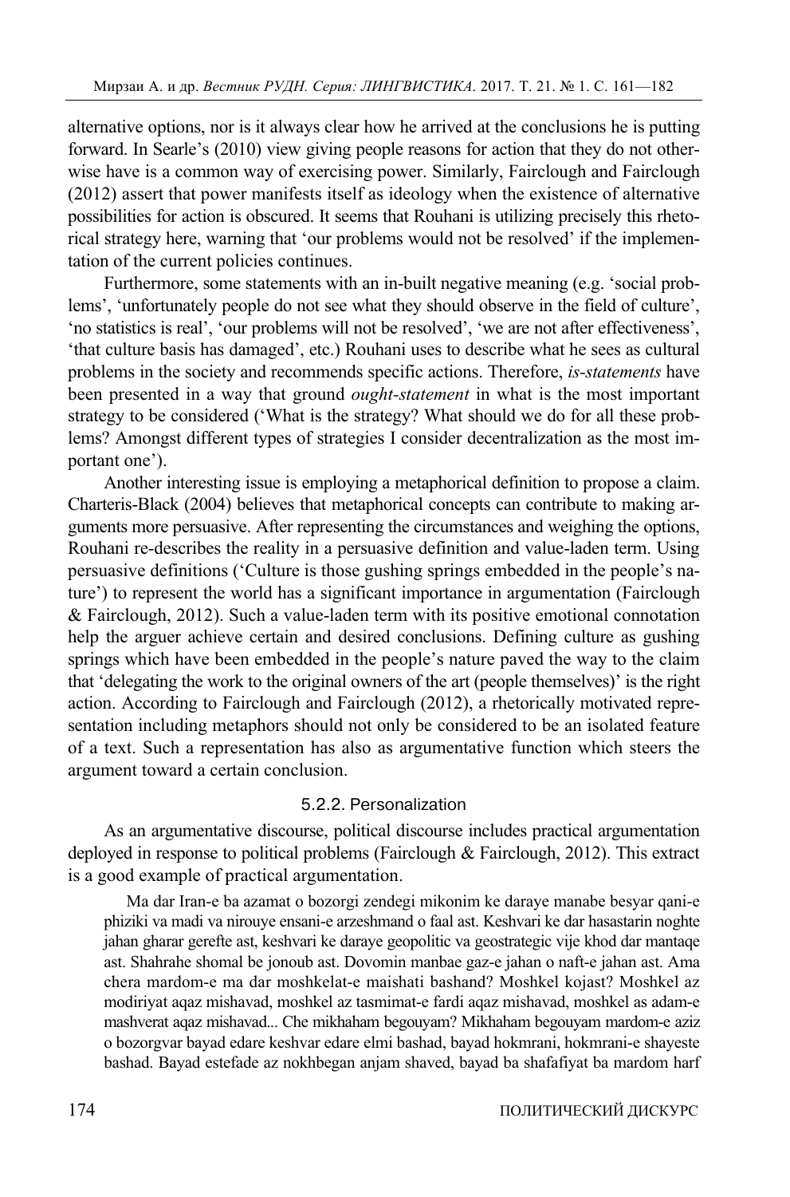alternative options, nor is it always clear how he arrived at the conclusions he is putting forward. In Searle's (2010) view giving people reasons for action that they do not otherwise have is a common way of exercising power. Similarly, Fairclough and Fairclough (2012) assert that power manifests itself as ideology when the existence of alternative possibilities for action is obscured. It seems that Rouhani is utilizing precisely this rhetorical strategy here, warning that 'our problems would not be resolved' if the implementation of the current policies continues.

Furthermore, some statements with an in-built negative meaning (e.g. 'social problems', 'unfortunately people do not see what they should observe in the field of culture', 'no statistics is real', 'our problems will not be resolved', 'we are not after effectiveness', 'that culture basis has damaged', etc.) Rouhani uses to describe what he sees as cultural problems in the society and recommends specific actions. Therefore, *is-statements* have been presented in a way that ground *ought-statement* in what is the most important strategy to be considered ('What is the strategy? What should we do for all these problems? Amongst different types of strategies I consider decentralization as the most important one').

Another interesting issue is employing a metaphorical definition to propose a claim. Charteris-Black (2004) believes that metaphorical concepts can contribute to making arguments more persuasive. After representing the circumstances and weighing the options, Rouhani re-describes the reality in a persuasive definition and value-laden term. Using persuasive definitions ('Culture is those gushing springs embedded in the people's nature') to represent the world has a significant importance in argumentation (Fairclough & Fairclough, 2012). Such a value-laden term with its positive emotional connotation help the arguer achieve certain and desired conclusions. Defining culture as gushing springs which have been embedded in the people's nature paved the way to the claim that 'delegating the work to the original owners of the art (people themselves)' is the right action. According to Fairclough and Fairclough (2012), a rhetorically motivated representation including metaphors should not only be considered to be an isolated feature of a text. Such a representation has also as argumentative function which steers the argument toward a certain conclusion.

#### 5.2.2. Personalization

As an argumentative discourse, political discourse includes practical argumentation deployed in response to political problems (Fairclough & Fairclough, 2012). This extract is a good example of practical argumentation.

> Ma dar Iran-e ba azamat o bozorgi zendegi mikonim ke daraye manabe besyar qani-e phiziki va madi va nirouye ensani-e arzeshmand o faal ast. Keshvari ke dar hasastarin noghte jahan gharar gerefte ast, keshvari ke daraye geopolitic va geostrategic vije khod dar mantaqe ast. Shahrahe shomal be jonoub ast. Dovomin manbae gaz-e jahan o naft-e jahan ast. Ama chera mardom-e ma dar moshkelat-e maishati bashand? Moshkel kojast? Moshkel az modiriyat aqaz mishavad, moshkel az tasmimat-e fardi aqaz mishavad, moshkel as adam-e mashverat aqaz mishavad... Che mikhaham begouyam? Mikhaham begouyam mardom-e aziz o bozorgvar bayad edare keshvar edare elmi bashad, bayad hokmrani, hokmrani-e shayeste bashad. Bayad estefade az nokhbegan anjam shaved, bayad ba shafafiyat ba mardom harf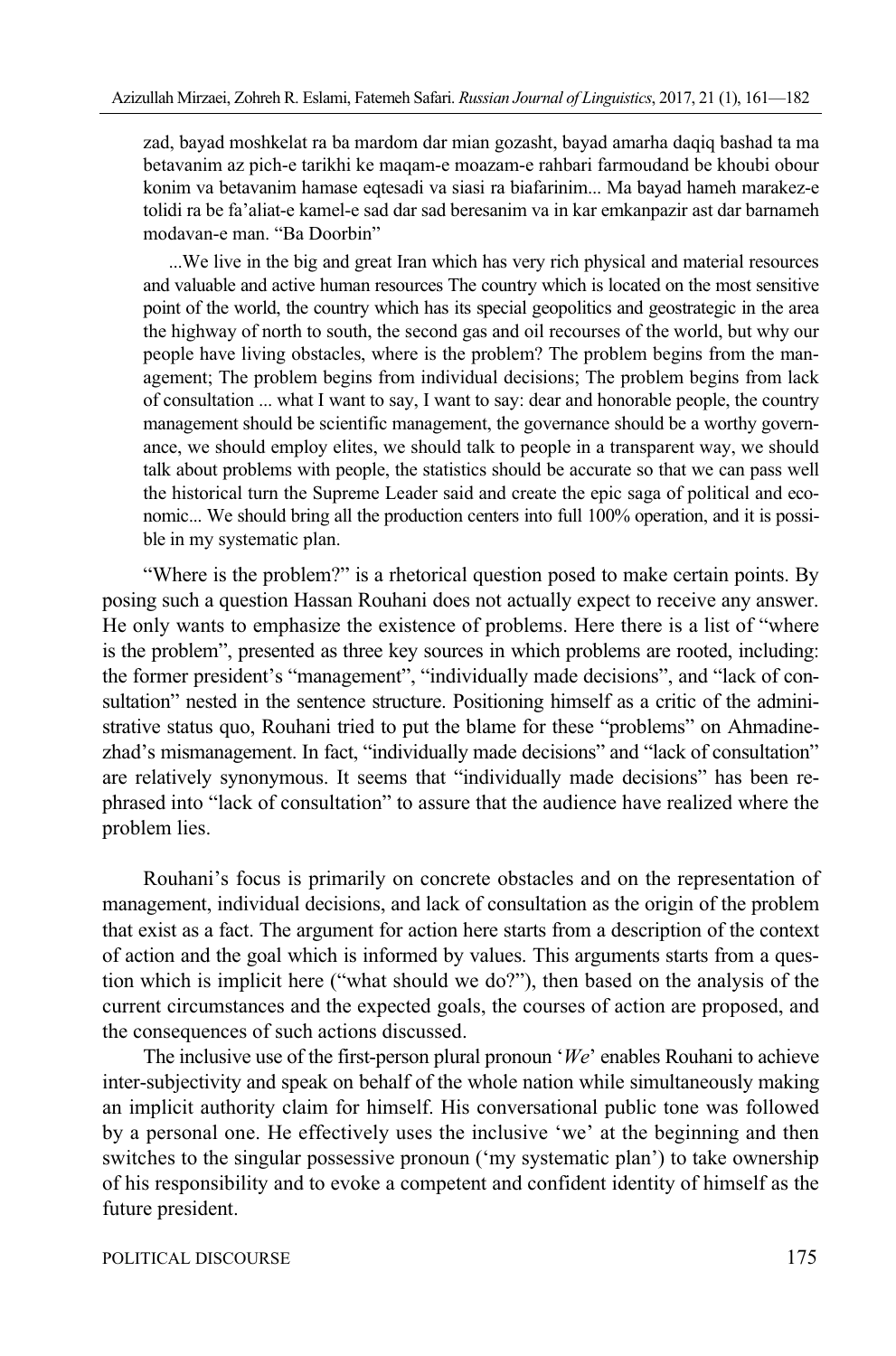zad, bayad moshkelat ra ba mardom dar mian gozasht, bayad amarha daqiq bashad ta ma betavanim az pich-e tarikhi ke maqam-e moazam-e rahbari farmoudand be khoubi obour konim va betavanim hamase eqtesadi va siasi ra biafarinim... Ma bayad hameh marakez-e tolidi ra be fa'aliat-e kamel-e sad dar sad beresanim va in kar emkanpazir ast dar barnameh modavan-e man. "Ba Doorbin"

> ...We live in the big and great Iran which has very rich physical and material resources and valuable and active human resources The country which is located on the most sensitive point of the world, the country which has its special geopolitics and geostrategic in the area the highway of north to south, the second gas and oil recourses of the world, but why our people have living obstacles, where is the problem? The problem begins from the management; The problem begins from individual decisions; The problem begins from lack of consultation ... what I want to say, I want to say: dear and honorable people, the country management should be scientific management, the governance should be a worthy governance, we should employ elites, we should talk to people in a transparent way, we should talk about problems with people, the statistics should be accurate so that we can pass well the historical turn the Supreme Leader said and create the epic saga of political and economic... We should bring all the production centers into full 100% operation, and it is possible in my systematic plan.

"Where is the problem?" is a rhetorical question posed to make certain points. By posing such a question Hassan Rouhani does not actually expect to receive any answer. He only wants to emphasize the existence of problems. Here there is a list of "where is the problem", presented as three key sources in which problems are rooted, including: the former president's "management", "individually made decisions", and "lack of consultation" nested in the sentence structure. Positioning himself as a critic of the administrative status quo, Rouhani tried to put the blame for these "problems" on Ahmadinezhad's mismanagement. In fact, "individually made decisions" and "lack of consultation" are relatively synonymous. It seems that "individually made decisions" has been rephrased into "lack of consultation" to assure that the audience have realized where the problem lies.

Rouhani's focus is primarily on concrete obstacles and on the representation of management, individual decisions, and lack of consultation as the origin of the problem that exist as a fact. The argument for action here starts from a description of the context of action and the goal which is informed by values. This arguments starts from a question which is implicit here ("what should we do?"), then based on the analysis of the current circumstances and the expected goals, the courses of action are proposed, and the consequences of such actions discussed.

The inclusive use of the first-person plural pronoun '*We*' enables Rouhani to achieve inter-subjectivity and speak on behalf of the whole nation while simultaneously making an implicit authority claim for himself. His conversational public tone was followed by a personal one. He effectively uses the inclusive 'we' at the beginning and then switches to the singular possessive pronoun ('my systematic plan') to take ownership of his responsibility and to evoke a competent and confident identity of himself as the future president.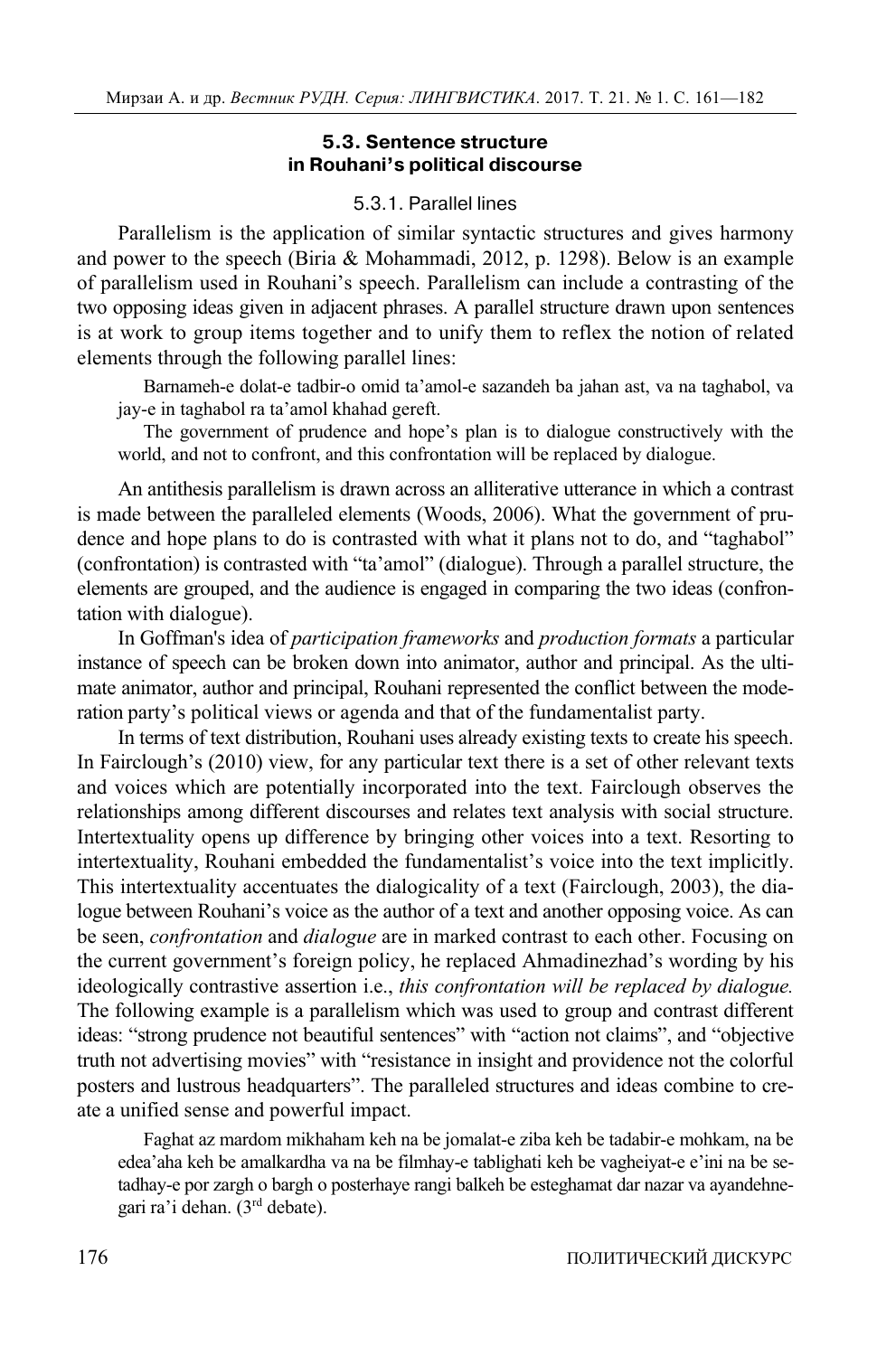### 5.3. Sentence structure in Rouhani's political discourse

#### 5.3.1. Parallel lines

Parallelism is the application of similar syntactic structures and gives harmony and power to the speech (Biria & Mohammadi, 2012, p. 1298). Below is an example of parallelism used in Rouhani's speech. Parallelism can include a contrasting of the two opposing ideas given in adjacent phrases. A parallel structure drawn upon sentences is at work to group items together and to unify them to reflex the notion of related elements through the following parallel lines:

> Barnameh-e dolat-e tadbir-o omid ta'amol-e sazandeh ba jahan ast, va na taghabol, va jay-e in taghabol ra ta'amol khahad gereft.
>
> The government of prudence and hope's plan is to dialogue constructively with the world, and not to confront, and this confrontation will be replaced by dialogue.

An antithesis parallelism is drawn across an alliterative utterance in which a contrast is made between the paralleled elements (Woods, 2006). What the government of prudence and hope plans to do is contrasted with what it plans not to do, and "taghabol" (confrontation) is contrasted with "ta'amol" (dialogue). Through a parallel structure, the elements are grouped, and the audience is engaged in comparing the two ideas (confrontation with dialogue).

In Goffman's idea of *participation frameworks* and *production formats* a particular instance of speech can be broken down into animator, author and principal. As the ultimate animator, author and principal, Rouhani represented the conflict between the moderation party's political views or agenda and that of the fundamentalist party.

In terms of text distribution, Rouhani uses already existing texts to create his speech. In Fairclough's (2010) view, for any particular text there is a set of other relevant texts and voices which are potentially incorporated into the text. Fairclough observes the relationships among different discourses and relates text analysis with social structure. Intertextuality opens up difference by bringing other voices into a text. Resorting to intertextuality, Rouhani embedded the fundamentalist's voice into the text implicitly. This intertextuality accentuates the dialogicality of a text (Fairclough, 2003), the dialogue between Rouhani's voice as the author of a text and another opposing voice. As can be seen, *confrontation* and *dialogue* are in marked contrast to each other. Focusing on the current government's foreign policy, he replaced Ahmadinezhad's wording by his ideologically contrastive assertion i.e., *this confrontation will be replaced by dialogue.* The following example is a parallelism which was used to group and contrast different ideas: "strong prudence not beautiful sentences" with "action not claims", and "objective truth not advertising movies" with "resistance in insight and providence not the colorful posters and lustrous headquarters". The paralleled structures and ideas combine to create a unified sense and powerful impact.

> Faghat az mardom mikhaham keh na be jomalat-e ziba keh be tadabir-e mohkam, na be edea'aha keh be amalkardha va na be filmhay-e tablighati keh be vagheiyat-e e'ini na be setadhay-e por zargh o bargh o posterhaye rangi balkeh be esteghamat dar nazar va ayandehnegari ra'i dehan. (3rd debate).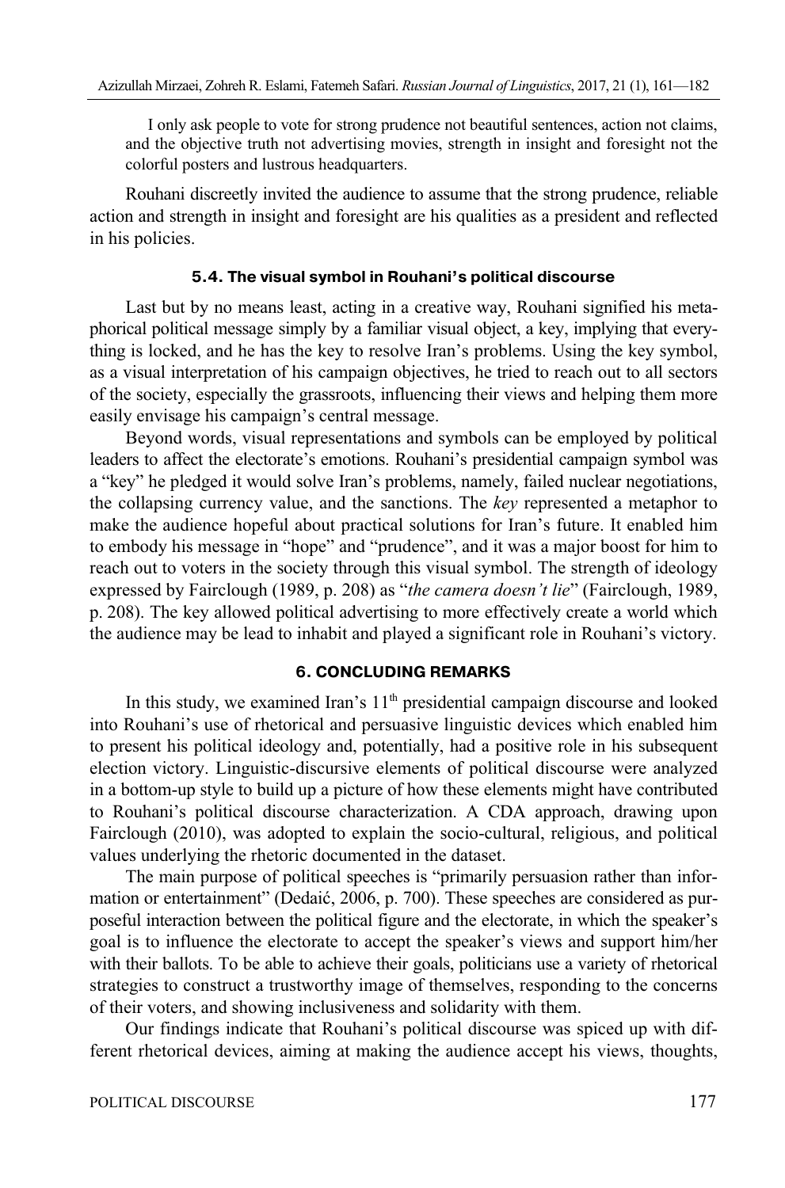> I only ask people to vote for strong prudence not beautiful sentences, action not claims, and the objective truth not advertising movies, strength in insight and foresight not the colorful posters and lustrous headquarters.

Rouhani discreetly invited the audience to assume that the strong prudence, reliable action and strength in insight and foresight are his qualities as a president and reflected in his policies.

### 5.4. The visual symbol in Rouhani's political discourse

Last but by no means least, acting in a creative way, Rouhani signified his metaphorical political message simply by a familiar visual object, a key, implying that everything is locked, and he has the key to resolve Iran's problems. Using the key symbol, as a visual interpretation of his campaign objectives, he tried to reach out to all sectors of the society, especially the grassroots, influencing their views and helping them more easily envisage his campaign's central message.

Beyond words, visual representations and symbols can be employed by political leaders to affect the electorate's emotions. Rouhani's presidential campaign symbol was a "key" he pledged it would solve Iran's problems, namely, failed nuclear negotiations, the collapsing currency value, and the sanctions. The *key* represented a metaphor to make the audience hopeful about practical solutions for Iran's future. It enabled him to embody his message in "hope" and "prudence", and it was a major boost for him to reach out to voters in the society through this visual symbol. The strength of ideology expressed by Fairclough (1989, p. 208) as "*the camera doesn't lie*" (Fairclough, 1989, p. 208). The key allowed political advertising to more effectively create a world which the audience may be lead to inhabit and played a significant role in Rouhani's victory.

## 6. CONCLUDING REMARKS

In this study, we examined Iran's 11th presidential campaign discourse and looked into Rouhani's use of rhetorical and persuasive linguistic devices which enabled him to present his political ideology and, potentially, had a positive role in his subsequent election victory. Linguistic-discursive elements of political discourse were analyzed in a bottom-up style to build up a picture of how these elements might have contributed to Rouhani's political discourse characterization. A CDA approach, drawing upon Fairclough (2010), was adopted to explain the socio-cultural, religious, and political values underlying the rhetoric documented in the dataset.

The main purpose of political speeches is "primarily persuasion rather than information or entertainment" (Dedaić, 2006, p. 700). These speeches are considered as purposeful interaction between the political figure and the electorate, in which the speaker's goal is to influence the electorate to accept the speaker's views and support him/her with their ballots. To be able to achieve their goals, politicians use a variety of rhetorical strategies to construct a trustworthy image of themselves, responding to the concerns of their voters, and showing inclusiveness and solidarity with them.

Our findings indicate that Rouhani's political discourse was spiced up with different rhetorical devices, aiming at making the audience accept his views, thoughts,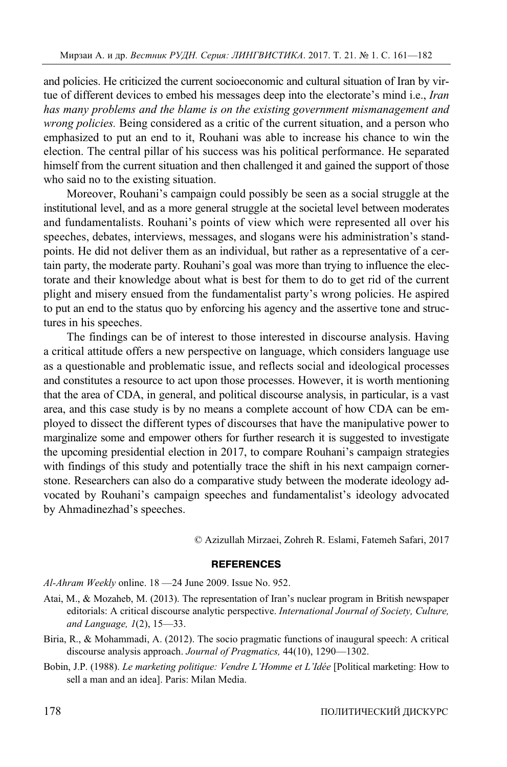and policies. He criticized the current socioeconomic and cultural situation of Iran by virtue of different devices to embed his messages deep into the electorate's mind i.e., *Iran has many problems and the blame is on the existing government mismanagement and wrong policies.* Being considered as a critic of the current situation, and a person who emphasized to put an end to it, Rouhani was able to increase his chance to win the election. The central pillar of his success was his political performance. He separated himself from the current situation and then challenged it and gained the support of those who said no to the existing situation.

Moreover, Rouhani's campaign could possibly be seen as a social struggle at the institutional level, and as a more general struggle at the societal level between moderates and fundamentalists. Rouhani's points of view which were represented all over his speeches, debates, interviews, messages, and slogans were his administration's standpoints. He did not deliver them as an individual, but rather as a representative of a certain party, the moderate party. Rouhani's goal was more than trying to influence the electorate and their knowledge about what is best for them to do to get rid of the current plight and misery ensued from the fundamentalist party's wrong policies. He aspired to put an end to the status quo by enforcing his agency and the assertive tone and structures in his speeches.

The findings can be of interest to those interested in discourse analysis. Having a critical attitude offers a new perspective on language, which considers language use as a questionable and problematic issue, and reflects social and ideological processes and constitutes a resource to act upon those processes. However, it is worth mentioning that the area of CDA, in general, and political discourse analysis, in particular, is a vast area, and this case study is by no means a complete account of how CDA can be employed to dissect the different types of discourses that have the manipulative power to marginalize some and empower others for further research it is suggested to investigate the upcoming presidential election in 2017, to compare Rouhani's campaign strategies with findings of this study and potentially trace the shift in his next campaign cornerstone. Researchers can also do a comparative study between the moderate ideology advocated by Rouhani's campaign speeches and fundamentalist's ideology advocated by Ahmadinezhad's speeches.

© Azizullah Mirzaei, Zohreh R. Eslami, Fatemeh Safari, 2017

## REFERENCES

*Al-Ahram Weekly* online. 18 —24 June 2009. Issue No. 952.

Atai, M., & Mozaheb, M. (2013). The representation of Iran's nuclear program in British newspaper editorials: A critical discourse analytic perspective. *International Journal of Society, Culture, and Language, 1*(2), 15—33.

Biria, R., & Mohammadi, A. (2012). The socio pragmatic functions of inaugural speech: A critical discourse analysis approach. *Journal of Pragmatics,* 44(10), 1290—1302.

Bobin, J.P. (1988). *Le marketing politique: Vendre L'Homme et L'Idée* [Political marketing: How to sell a man and an idea]. Paris: Milan Media.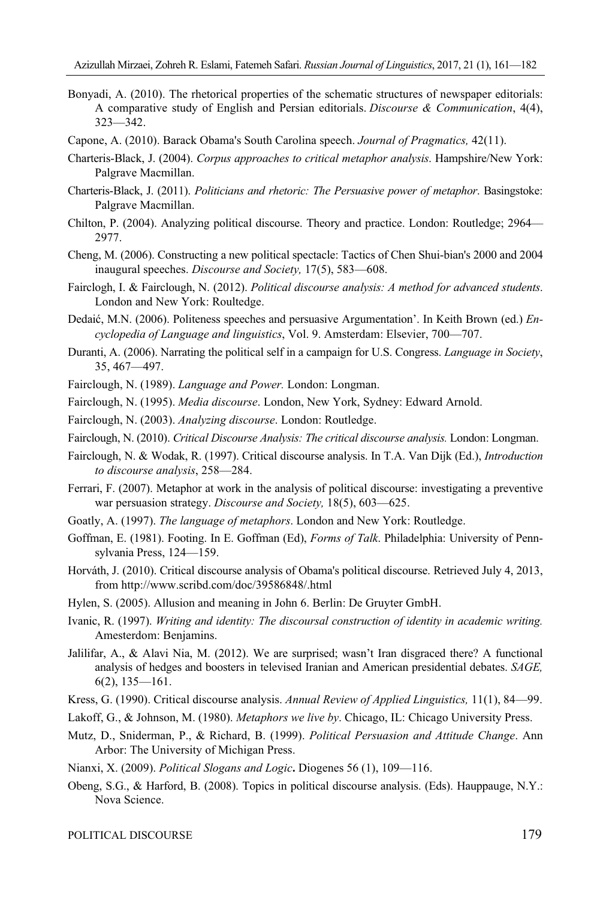Bonyadi, A. (2010). The rhetorical properties of the schematic structures of newspaper editorials: A comparative study of English and Persian editorials. *Discourse & Communication*, 4(4), 323—342.

Capone, A. (2010). Barack Obama's South Carolina speech. *Journal of Pragmatics,* 42(11).

Charteris-Black, J. (2004). *Corpus approaches to critical metaphor analysis*. Hampshire/New York: Palgrave Macmillan.

Charteris-Black, J. (2011). *Politicians and rhetoric: The Persuasive power of metaphor*. Basingstoke: Palgrave Macmillan.

Chilton, P. (2004). Analyzing political discourse. Theory and practice. London: Routledge; 2964—2977.

Cheng, M. (2006). Constructing a new political spectacle: Tactics of Chen Shui-bian's 2000 and 2004 inaugural speeches. *Discourse and Society,* 17(5), 583—608.

Fairclogh, I. & Fairclough, N. (2012). *Political discourse analysis: A method for advanced students*. London and New York: Roultedge.

Dedaić, M.N. (2006). Politeness speeches and persuasive Argumentation'. In Keith Brown (ed.) *Encyclopedia of Language and linguistics*, Vol. 9. Amsterdam: Elsevier, 700—707.

Duranti, A. (2006). Narrating the political self in a campaign for U.S. Congress. *Language in Society*, 35, 467—497.

Fairclough, N. (1989). *Language and Power.* London: Longman.

Fairclough, N. (1995). *Media discourse*. London, New York, Sydney: Edward Arnold.

Fairclough, N. (2003). *Analyzing discourse*. London: Routledge.

Fairclough, N. (2010). *Critical Discourse Analysis: The critical discourse analysis.* London: Longman.

Fairclough, N. & Wodak, R. (1997). Critical discourse analysis. In T.A. Van Dijk (Ed.), *Introduction to discourse analysis*, 258—284.

Ferrari, F. (2007). Metaphor at work in the analysis of political discourse: investigating a preventive war persuasion strategy. *Discourse and Society,* 18(5), 603—625.

Goatly, A. (1997). *The language of metaphors*. London and New York: Routledge.

Goffman, E. (1981). Footing. In E. Goffman (Ed), *Forms of Talk*. Philadelphia: University of Pennsylvania Press, 124—159.

Horváth, J. (2010). Critical discourse analysis of Obama's political discourse. Retrieved July 4, 2013, from http://www.scribd.com/doc/39586848/.html

Hylen, S. (2005). Allusion and meaning in John 6. Berlin: De Gruyter GmbH.

Ivanic, R. (1997). *Writing and identity: The discoursal construction of identity in academic writing.* Amesterdom: Benjamins.

Jalilifar, A., & Alavi Nia, M. (2012). We are surprised; wasn't Iran disgraced there? A functional analysis of hedges and boosters in televised Iranian and American presidential debates. *SAGE,* 6(2), 135—161.

Kress, G. (1990). Critical discourse analysis. *Annual Review of Applied Linguistics,* 11(1), 84—99.

Lakoff, G., & Johnson, M. (1980). *Metaphors we live by*. Chicago, IL: Chicago University Press.

Mutz, D., Sniderman, P., & Richard, B. (1999). *Political Persuasion and Attitude Change*. Ann Arbor: The University of Michigan Press.

Nianxi, X. (2009). *Political Slogans and Logic***.** Diogenes 56 (1), 109—116.

Obeng, S.G., & Harford, B. (2008). Topics in political discourse analysis. (Eds). Hauppauge, N.Y.: Nova Science.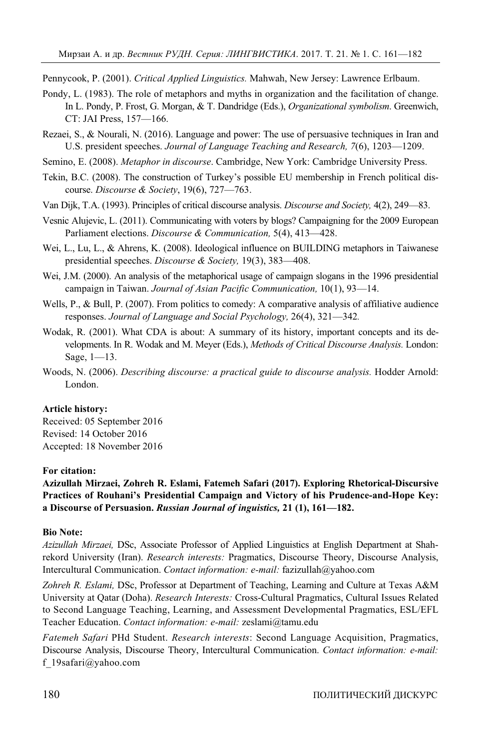Pennycook, P. (2001). *Critical Applied Linguistics.* Mahwah, New Jersey: Lawrence Erlbaum.

Pondy, L. (1983). The role of metaphors and myths in organization and the facilitation of change. In L. Pondy, P. Frost, G. Morgan, & T. Dandridge (Eds.), *Organizational symbolism*. Greenwich, CT: JAI Press, 157—166.

Rezaei, S., & Nourali, N. (2016). Language and power: The use of persuasive techniques in Iran and U.S. president speeches. *Journal of Language Teaching and Research, 7*(6), 1203—1209.

Semino, E. (2008). *Metaphor in discourse*. Cambridge, New York: Cambridge University Press.

Tekin, B.C. (2008). The construction of Turkey's possible EU membership in French political discourse. *Discourse & Society*, 19(6), 727—763.

Van Dijk, T.A. (1993). Principles of critical discourse analysis. *Discourse and Society,* 4(2), 249—83.

Vesnic Alujevic, L. (2011). Communicating with voters by blogs? Campaigning for the 2009 European Parliament elections. *Discourse & Communication,* 5(4), 413—428.

Wei, L., Lu, L., & Ahrens, K. (2008). Ideological influence on BUILDING metaphors in Taiwanese presidential speeches. *Discourse & Society,* 19(3), 383—408.

Wei, J.M. (2000). An analysis of the metaphorical usage of campaign slogans in the 1996 presidential campaign in Taiwan. *Journal of Asian Pacific Communication,* 10(1), 93—14.

Wells, P., & Bull, P. (2007). From politics to comedy: A comparative analysis of affiliative audience responses. *Journal of Language and Social Psychology,* 26(4), 321—342.

Wodak, R. (2001). What CDA is about: A summary of its history, important concepts and its developments. In R. Wodak and M. Meyer (Eds.), *Methods of Critical Discourse Analysis.* London: Sage, 1—13.

Woods, N. (2006). *Describing discourse: a practical guide to discourse analysis.* Hodder Arnold: London.

**Article history:**
Received: 05 September 2016
Revised: 14 October 2016
Accepted: 18 November 2016

**For citation:**

**Azizullah Mirzaei, Zohreh R. Eslami, Fatemeh Safari (2017). Exploring Rhetorical-Discursive Practices of Rouhani's Presidential Campaign and Victory of his Prudence-and-Hope Key: a Discourse of Persuasion. *Russian Journal of inguistics,* 21 (1), 161—182.**

**Bio Note:**

*Azizullah Mirzaei,* DSc, Associate Professor of Applied Linguistics at English Department at Shahrekord University (Iran). *Research interests:* Pragmatics, Discourse Theory, Discourse Analysis, Intercultural Communication. *Contact information: e-mail:* fazizullah@yahoo.com

*Zohreh R. Eslami,* DSc, Professor at Department of Teaching, Learning and Culture at Texas A&M University at Qatar (Doha). *Research Interests:* Cross-Cultural Pragmatics, Cultural Issues Related to Second Language Teaching, Learning, and Assessment Developmental Pragmatics, ESL/EFL Teacher Education. *Contact information: e-mail:* zeslami@tamu.edu

*Fatemeh Safari* PHd Student. *Research interests*: Second Language Acquisition, Pragmatics, Discourse Analysis, Discourse Theory, Intercultural Communication. *Contact information: e-mail:* f_19safari@yahoo.com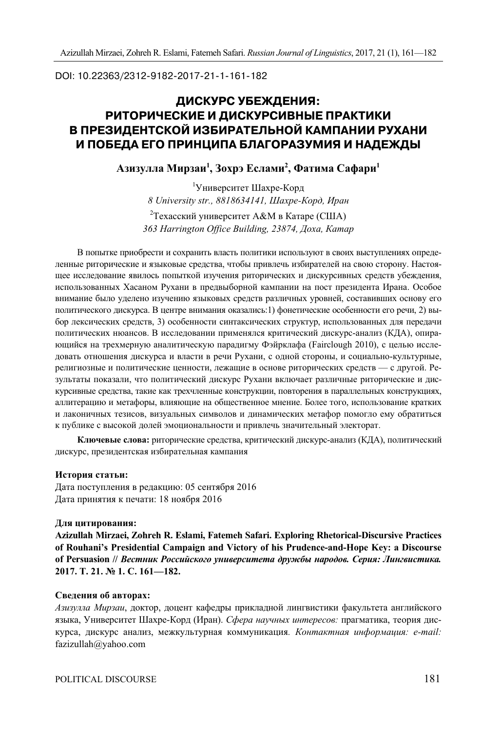DOI: 10.22363/2312-9182-2017-21-1-161-182

# ДИСКУРС УБЕЖДЕНИЯ: РИТОРИЧЕСКИЕ И ДИСКУРСИВНЫЕ ПРАКТИКИ В ПРЕЗИДЕНТСКОЙ ИЗБИРАТЕЛЬНОЙ КАМПАНИИ РУХАНИ И ПОБЕДА ЕГО ПРИНЦИПА БЛАГОРАЗУМИЯ И НАДЕЖДЫ

**Азизулла Мирзаи[1], Зохрэ Еслами[2], Фатима Сафари[1]**

[1]Университет Шахре-Корд
*8 University str., 8818634141, Шахре-Корд, Иран*

[2]Техасский университет A&M в Катаре (США)
*363 Harrington Office Building, 23874, Доха, Катар*

В попытке приобрести и сохранить власть политики используют в своих выступлениях определенные риторические и языковые средства, чтобы привлечь избирателей на свою сторону. Настоящее исследование явилось попыткой изучения риторических и дискурсивных средств убеждения, использованных Хасаном Рухани в предвыборной кампании на пост президента Ирана. Особое внимание было уделено изучению языковых средств различных уровней, составивших основу его политического дискурса. В центре внимания оказались:1) фонетические особенности его речи, 2) выбор лексических средств, 3) особенности синтаксических структур, использованных для передачи политических нюансов. В исследовании применялся критический дискурс-анализ (КДА), опирающийся на трехмерную аналитическую парадигму Фэйрклафа (Fairclough 2010), с целью исследовать отношения дискурса и власти в речи Рухани, с одной стороны, и социально-культурные, религиозные и политические ценности, лежащие в основе риторических средств — с другой. Результаты показали, что политический дискурс Рухани включает различные риторические и дискурсивные средства, такие как трехчленные конструкции, повторения в параллельных конструкциях, аллитерацию и метафоры, влияющие на общественное мнение. Более того, использование кратких и лаконичных тезисов, визуальных символов и динамических метафор помогло ему обратиться к публике с высокой долей эмоциональности и привлечь значительный электорат.

**Ключевые слова:** риторические средства, критический дискурс-анализ (КДА), политический дискурс, президентская избирательная кампания

**История статьи:**
Дата поступления в редакцию: 05 сентября 2016
Дата принятия к печати: 18 ноября 2016

**Для цитирования:**
**Azizullah Mirzaei, Zohreh R. Eslami, Fatemeh Safari. Exploring Rhetorical-Discursive Practices of Rouhani's Presidential Campaign and Victory of his Prudence-and-Hope Key: a Discourse of Persuasion // *Вестник Российского университета дружбы народов. Серия: Лингвистика.* 2017. Т. 21. № 1. С. 161—182.**

**Сведения об авторах:**
*Азизулла Мирзаи*, доктор, доцент кафедры прикладной лингвистики факультета английского языка, Университет Шахре-Корд (Иран). *Сфера научных интересов:* прагматика, теория дискурса, дискурс анализ, межкультурная коммуникация. *Контактная информация: e-mail:* fazizullah@yahoo.com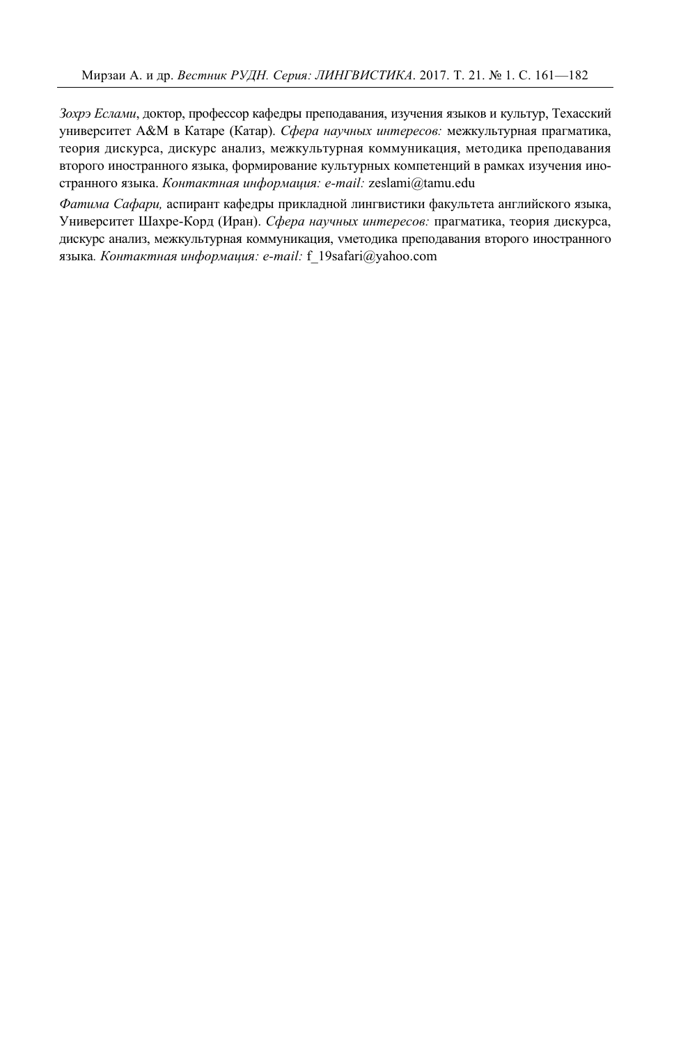*Зохрэ Еслами*, доктор, профессор кафедры преподавания, изучения языков и культур, Техасский университет A&M в Катаре (Катар). *Сфера научных интересов:* межкультурная прагматика, теория дискурса, дискурс анализ, межкультурная коммуникация, методика преподавания второго иностранного языка, формирование культурных компетенций в рамках изучения иностранного языка. *Контактная информация: e-mail:* zeslami@tamu.edu

*Фатима Сафари,* аспирант кафедры прикладной лингвистики факультета английского языка, Университет Шахре-Корд (Иран). *Сфера научных интересов:* прагматика, теория дискурса, дискурс анализ, межкультурная коммуникация, vметодика преподавания второго иностранного языка*. Контактная информация: e-mail:* f_19safari@yahoo.com